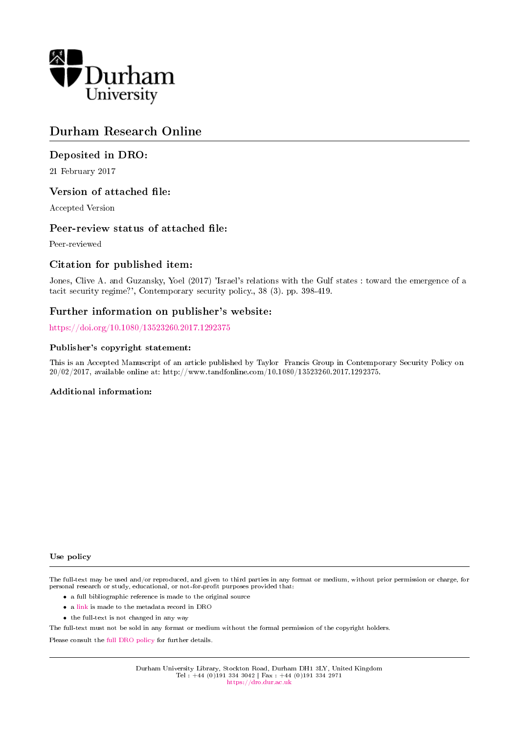Durham University

# Durham Research Online

## Deposited in DRO:

21 February 2017

## Version of attached file:

Accepted Version

## Peer-review status of attached file:

Peer-reviewed

## Citation for published item:

Jones, Clive A. and Guzansky, Yoel (2017) 'Israel's relations with the Gulf states : toward the emergence of a tacit security regime?', Contemporary security policy., 38 (3). pp. 398-419.

## Further information on publisher's website:

https://doi.org/10.1080/13523260.2017.1292375

### Publisher's copyright statement:

This is an Accepted Manuscript of an article published by Taylor Francis Group in Contemporary Security Policy on 20/02/2017, available online at: http://www.tandfonline.com/10.1080/13523260.2017.1292375.

### Additional information:

#### Use policy

The full-text may be used and/or reproduced, and given to third parties in any format or medium, without prior permission or charge, for personal research or study, educational, or not-for-profit purposes provided that:

- a full bibliographic reference is made to the original source
- a link is made to the metadata record in DRO
- the full-text is not changed in any way

The full-text must not be sold in any format or medium without the formal permission of the copyright holders.

Please consult the full DRO policy for further details.

Durham University Library, Stockton Road, Durham DH1 3LY, United Kingdom
Tel : +44 (0)191 334 3042 | Fax : +44 (0)191 334 2971
https://dro.dur.ac.uk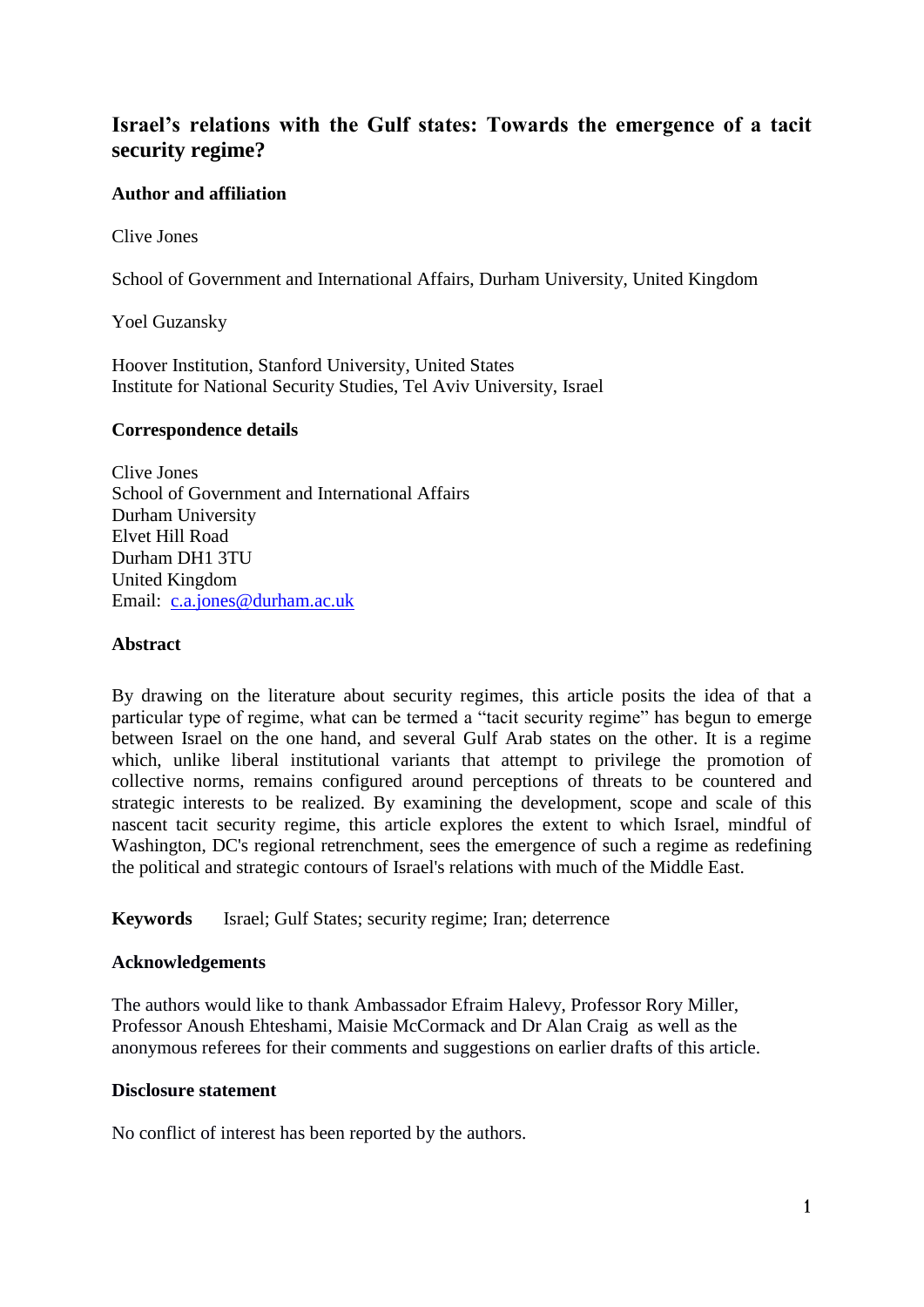# Israel's relations with the Gulf states: Towards the emergence of a tacit security regime?

## Author and affiliation

Clive Jones

School of Government and International Affairs, Durham University, United Kingdom

Yoel Guzansky

Hoover Institution, Stanford University, United States
Institute for National Security Studies, Tel Aviv University, Israel

## Correspondence details

Clive Jones
School of Government and International Affairs
Durham University
Elvet Hill Road
Durham DH1 3TU
United Kingdom
Email: c.a.jones@durham.ac.uk

## Abstract

By drawing on the literature about security regimes, this article posits the idea of that a particular type of regime, what can be termed a "tacit security regime" has begun to emerge between Israel on the one hand, and several Gulf Arab states on the other. It is a regime which, unlike liberal institutional variants that attempt to privilege the promotion of collective norms, remains configured around perceptions of threats to be countered and strategic interests to be realized. By examining the development, scope and scale of this nascent tacit security regime, this article explores the extent to which Israel, mindful of Washington, DC's regional retrenchment, sees the emergence of such a regime as redefining the political and strategic contours of Israel's relations with much of the Middle East.

**Keywords** Israel; Gulf States; security regime; Iran; deterrence

## Acknowledgements

The authors would like to thank Ambassador Efraim Halevy, Professor Rory Miller, Professor Anoush Ehteshami, Maisie McCormack and Dr Alan Craig as well as the anonymous referees for their comments and suggestions on earlier drafts of this article.

## Disclosure statement

No conflict of interest has been reported by the authors.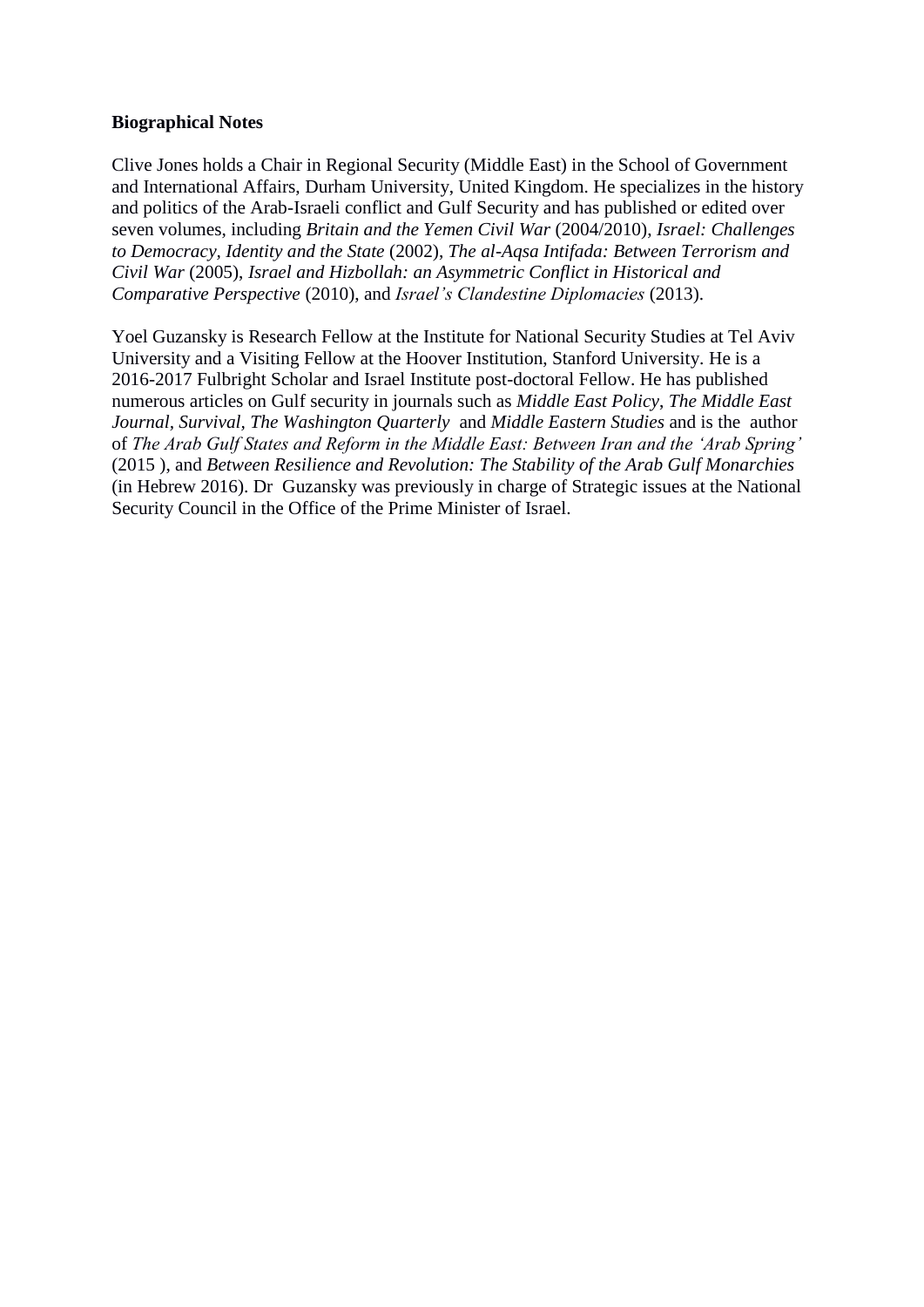**Biographical Notes**

Clive Jones holds a Chair in Regional Security (Middle East) in the School of Government and International Affairs, Durham University, United Kingdom. He specializes in the history and politics of the Arab-Israeli conflict and Gulf Security and has published or edited over seven volumes, including *Britain and the Yemen Civil War* (2004/2010), *Israel: Challenges to Democracy, Identity and the State* (2002), *The al-Aqsa Intifada: Between Terrorism and Civil War* (2005), *Israel and Hizbollah: an Asymmetric Conflict in Historical and Comparative Perspective* (2010), and *Israel's Clandestine Diplomacies* (2013).

Yoel Guzansky is Research Fellow at the Institute for National Security Studies at Tel Aviv University and a Visiting Fellow at the Hoover Institution, Stanford University. He is a 2016-2017 Fulbright Scholar and Israel Institute post-doctoral Fellow. He has published numerous articles on Gulf security in journals such as *Middle East Policy*, *The Middle East Journal, Survival, The Washington Quarterly* and *Middle Eastern Studies* and is the author of *The Arab Gulf States and Reform in the Middle East: Between Iran and the 'Arab Spring'* (2015 ), and *Between Resilience and Revolution: The Stability of the Arab Gulf Monarchies* (in Hebrew 2016). Dr Guzansky was previously in charge of Strategic issues at the National Security Council in the Office of the Prime Minister of Israel.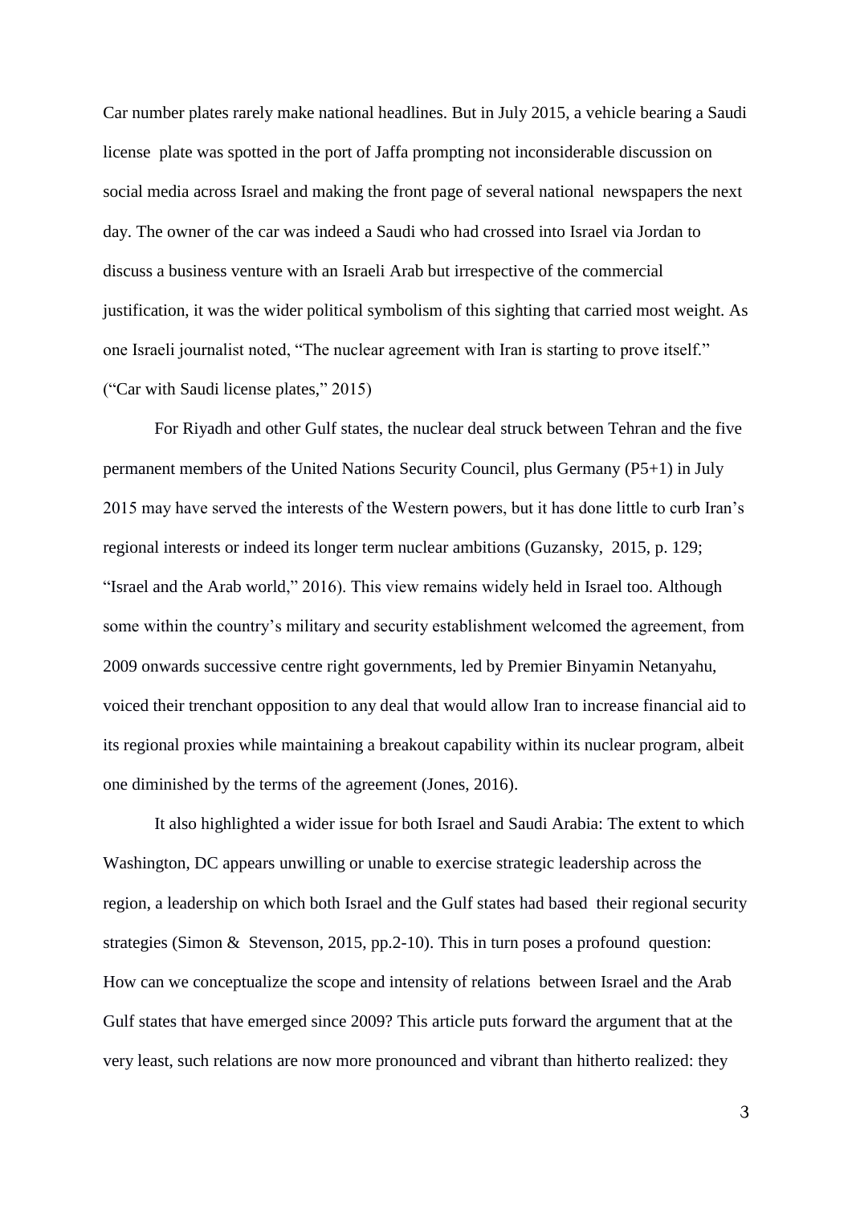Car number plates rarely make national headlines. But in July 2015, a vehicle bearing a Saudi license plate was spotted in the port of Jaffa prompting not inconsiderable discussion on social media across Israel and making the front page of several national newspapers the next day. The owner of the car was indeed a Saudi who had crossed into Israel via Jordan to discuss a business venture with an Israeli Arab but irrespective of the commercial justification, it was the wider political symbolism of this sighting that carried most weight. As one Israeli journalist noted, "The nuclear agreement with Iran is starting to prove itself." ("Car with Saudi license plates," 2015)

For Riyadh and other Gulf states, the nuclear deal struck between Tehran and the five permanent members of the United Nations Security Council, plus Germany (P5+1) in July 2015 may have served the interests of the Western powers, but it has done little to curb Iran's regional interests or indeed its longer term nuclear ambitions (Guzansky, 2015, p. 129; "Israel and the Arab world," 2016). This view remains widely held in Israel too. Although some within the country's military and security establishment welcomed the agreement, from 2009 onwards successive centre right governments, led by Premier Binyamin Netanyahu, voiced their trenchant opposition to any deal that would allow Iran to increase financial aid to its regional proxies while maintaining a breakout capability within its nuclear program, albeit one diminished by the terms of the agreement (Jones, 2016).

It also highlighted a wider issue for both Israel and Saudi Arabia: The extent to which Washington, DC appears unwilling or unable to exercise strategic leadership across the region, a leadership on which both Israel and the Gulf states had based their regional security strategies (Simon & Stevenson, 2015, pp.2-10). This in turn poses a profound question: How can we conceptualize the scope and intensity of relations between Israel and the Arab Gulf states that have emerged since 2009? This article puts forward the argument that at the very least, such relations are now more pronounced and vibrant than hitherto realized: they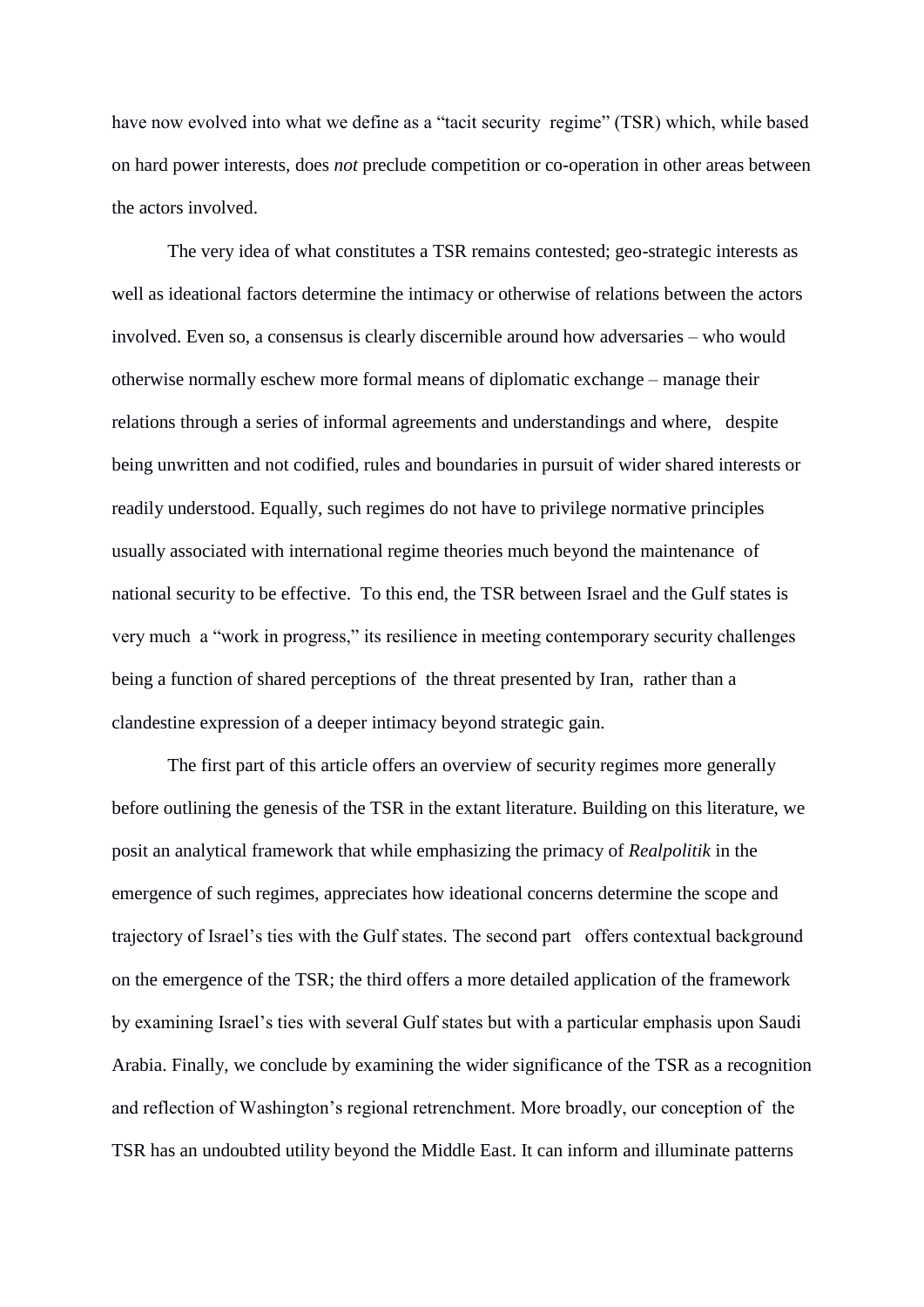have now evolved into what we define as a "tacit security regime" (TSR) which, while based on hard power interests, does *not* preclude competition or co-operation in other areas between the actors involved.

The very idea of what constitutes a TSR remains contested; geo-strategic interests as well as ideational factors determine the intimacy or otherwise of relations between the actors involved. Even so, a consensus is clearly discernible around how adversaries – who would otherwise normally eschew more formal means of diplomatic exchange – manage their relations through a series of informal agreements and understandings and where, despite being unwritten and not codified, rules and boundaries in pursuit of wider shared interests or readily understood. Equally, such regimes do not have to privilege normative principles usually associated with international regime theories much beyond the maintenance of national security to be effective. To this end, the TSR between Israel and the Gulf states is very much a "work in progress," its resilience in meeting contemporary security challenges being a function of shared perceptions of the threat presented by Iran, rather than a clandestine expression of a deeper intimacy beyond strategic gain.

The first part of this article offers an overview of security regimes more generally before outlining the genesis of the TSR in the extant literature. Building on this literature, we posit an analytical framework that while emphasizing the primacy of *Realpolitik* in the emergence of such regimes, appreciates how ideational concerns determine the scope and trajectory of Israel's ties with the Gulf states. The second part offers contextual background on the emergence of the TSR; the third offers a more detailed application of the framework by examining Israel's ties with several Gulf states but with a particular emphasis upon Saudi Arabia. Finally, we conclude by examining the wider significance of the TSR as a recognition and reflection of Washington's regional retrenchment. More broadly, our conception of the TSR has an undoubted utility beyond the Middle East. It can inform and illuminate patterns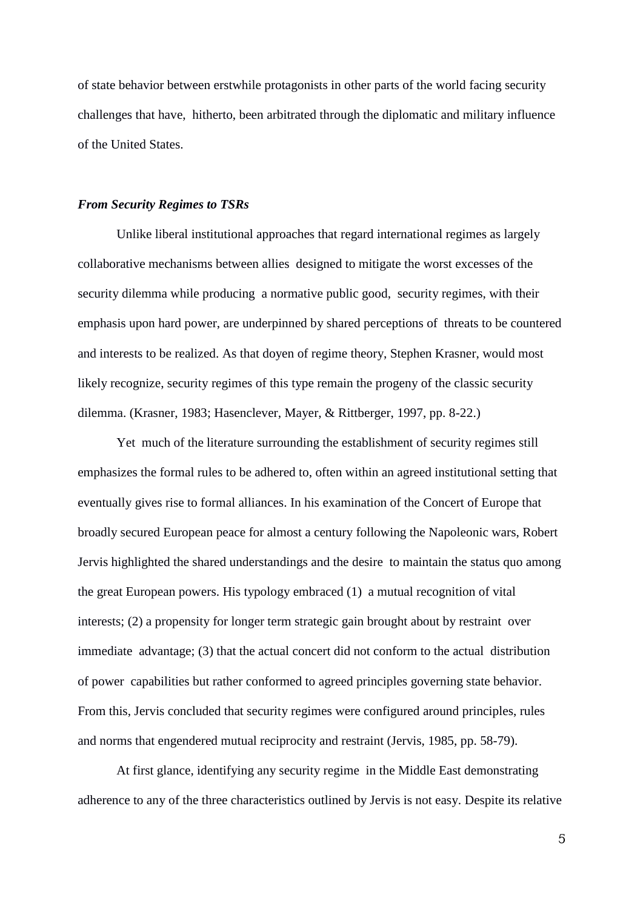of state behavior between erstwhile protagonists in other parts of the world facing security challenges that have, hitherto, been arbitrated through the diplomatic and military influence of the United States.

### *From Security Regimes to TSRs*

Unlike liberal institutional approaches that regard international regimes as largely collaborative mechanisms between allies designed to mitigate the worst excesses of the security dilemma while producing a normative public good, security regimes, with their emphasis upon hard power, are underpinned by shared perceptions of threats to be countered and interests to be realized. As that doyen of regime theory, Stephen Krasner, would most likely recognize, security regimes of this type remain the progeny of the classic security dilemma. (Krasner, 1983; Hasenclever, Mayer, & Rittberger, 1997, pp. 8-22.)

Yet much of the literature surrounding the establishment of security regimes still emphasizes the formal rules to be adhered to, often within an agreed institutional setting that eventually gives rise to formal alliances. In his examination of the Concert of Europe that broadly secured European peace for almost a century following the Napoleonic wars, Robert Jervis highlighted the shared understandings and the desire to maintain the status quo among the great European powers. His typology embraced (1) a mutual recognition of vital interests; (2) a propensity for longer term strategic gain brought about by restraint over immediate advantage; (3) that the actual concert did not conform to the actual distribution of power capabilities but rather conformed to agreed principles governing state behavior. From this, Jervis concluded that security regimes were configured around principles, rules and norms that engendered mutual reciprocity and restraint (Jervis, 1985, pp. 58-79).

At first glance, identifying any security regime in the Middle East demonstrating adherence to any of the three characteristics outlined by Jervis is not easy. Despite its relative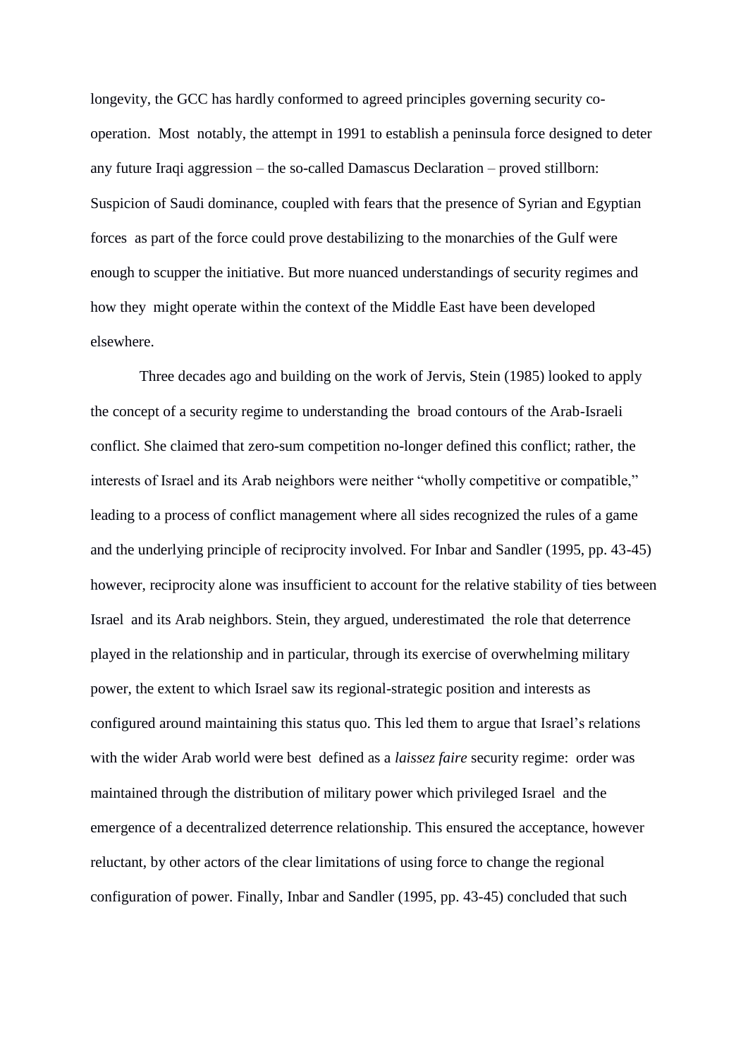longevity, the GCC has hardly conformed to agreed principles governing security co-operation. Most notably, the attempt in 1991 to establish a peninsula force designed to deter any future Iraqi aggression – the so-called Damascus Declaration – proved stillborn: Suspicion of Saudi dominance, coupled with fears that the presence of Syrian and Egyptian forces as part of the force could prove destabilizing to the monarchies of the Gulf were enough to scupper the initiative. But more nuanced understandings of security regimes and how they might operate within the context of the Middle East have been developed elsewhere.

Three decades ago and building on the work of Jervis, Stein (1985) looked to apply the concept of a security regime to understanding the broad contours of the Arab-Israeli conflict. She claimed that zero-sum competition no-longer defined this conflict; rather, the interests of Israel and its Arab neighbors were neither "wholly competitive or compatible," leading to a process of conflict management where all sides recognized the rules of a game and the underlying principle of reciprocity involved. For Inbar and Sandler (1995, pp. 43-45) however, reciprocity alone was insufficient to account for the relative stability of ties between Israel and its Arab neighbors. Stein, they argued, underestimated the role that deterrence played in the relationship and in particular, through its exercise of overwhelming military power, the extent to which Israel saw its regional-strategic position and interests as configured around maintaining this status quo. This led them to argue that Israel's relations with the wider Arab world were best defined as a *laissez faire* security regime: order was maintained through the distribution of military power which privileged Israel and the emergence of a decentralized deterrence relationship. This ensured the acceptance, however reluctant, by other actors of the clear limitations of using force to change the regional configuration of power. Finally, Inbar and Sandler (1995, pp. 43-45) concluded that such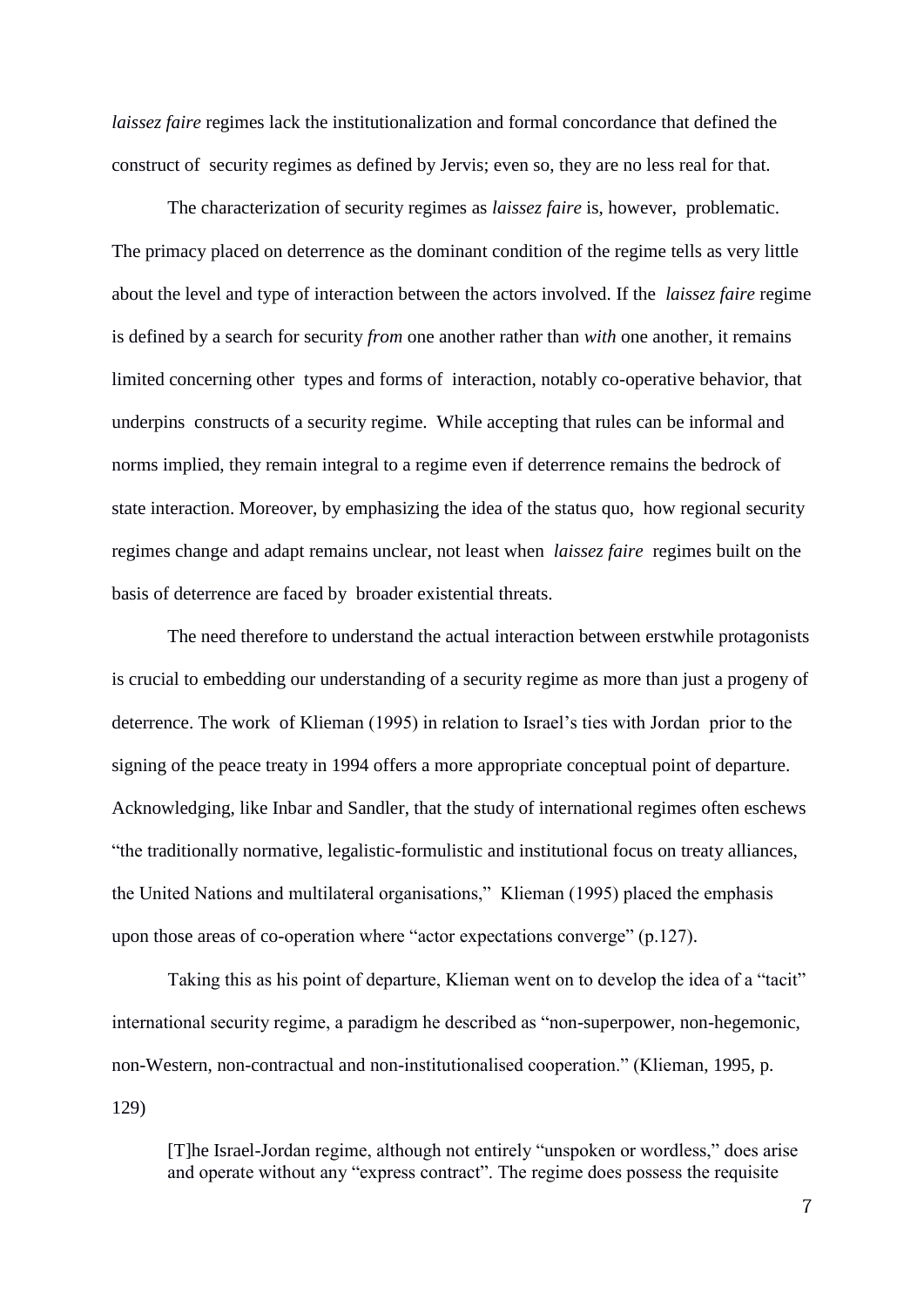*laissez faire* regimes lack the institutionalization and formal concordance that defined the construct of security regimes as defined by Jervis; even so, they are no less real for that.

The characterization of security regimes as *laissez faire* is, however, problematic. The primacy placed on deterrence as the dominant condition of the regime tells as very little about the level and type of interaction between the actors involved. If the *laissez faire* regime is defined by a search for security *from* one another rather than *with* one another, it remains limited concerning other types and forms of interaction, notably co-operative behavior, that underpins constructs of a security regime. While accepting that rules can be informal and norms implied, they remain integral to a regime even if deterrence remains the bedrock of state interaction. Moreover, by emphasizing the idea of the status quo, how regional security regimes change and adapt remains unclear, not least when *laissez faire* regimes built on the basis of deterrence are faced by broader existential threats.

The need therefore to understand the actual interaction between erstwhile protagonists is crucial to embedding our understanding of a security regime as more than just a progeny of deterrence. The work of Klieman (1995) in relation to Israel's ties with Jordan prior to the signing of the peace treaty in 1994 offers a more appropriate conceptual point of departure. Acknowledging, like Inbar and Sandler, that the study of international regimes often eschews "the traditionally normative, legalistic-formulistic and institutional focus on treaty alliances, the United Nations and multilateral organisations," Klieman (1995) placed the emphasis upon those areas of co-operation where "actor expectations converge" (p.127).

Taking this as his point of departure, Klieman went on to develop the idea of a "tacit" international security regime, a paradigm he described as "non-superpower, non-hegemonic, non-Western, non-contractual and non-institutionalised cooperation." (Klieman, 1995, p. 129)

> [T]he Israel-Jordan regime, although not entirely "unspoken or wordless," does arise and operate without any "express contract". The regime does possess the requisite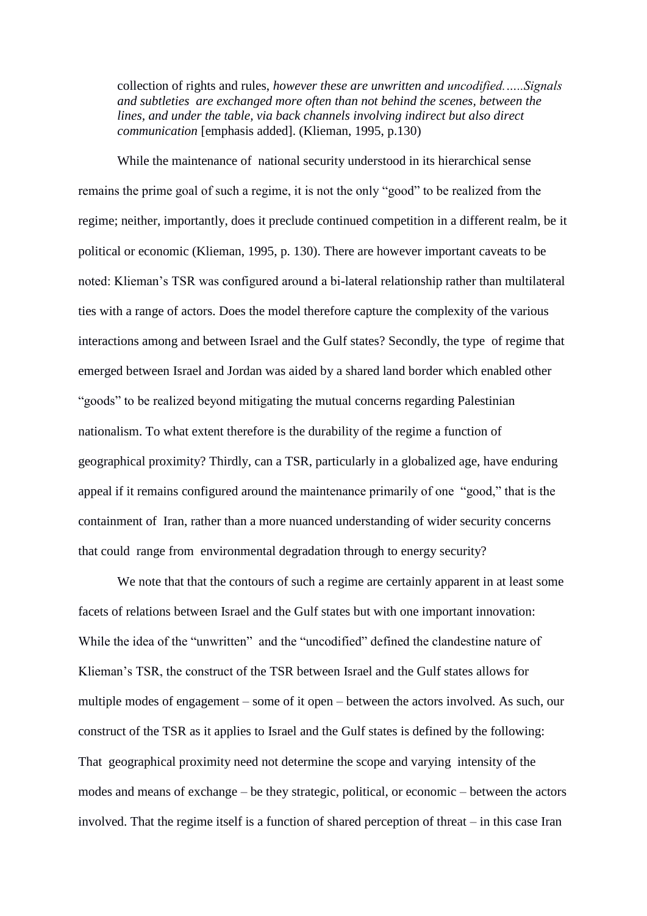> collection of rights and rules, *however these are unwritten and uncodified……Signals and subtleties are exchanged more often than not behind the scenes, between the lines, and under the table, via back channels involving indirect but also direct communication* [emphasis added]. (Klieman, 1995, p.130)

While the maintenance of national security understood in its hierarchical sense remains the prime goal of such a regime, it is not the only "good" to be realized from the regime; neither, importantly, does it preclude continued competition in a different realm, be it political or economic (Klieman, 1995, p. 130). There are however important caveats to be noted: Klieman's TSR was configured around a bi-lateral relationship rather than multilateral ties with a range of actors. Does the model therefore capture the complexity of the various interactions among and between Israel and the Gulf states? Secondly, the type of regime that emerged between Israel and Jordan was aided by a shared land border which enabled other "goods" to be realized beyond mitigating the mutual concerns regarding Palestinian nationalism. To what extent therefore is the durability of the regime a function of geographical proximity? Thirdly, can a TSR, particularly in a globalized age, have enduring appeal if it remains configured around the maintenance primarily of one "good," that is the containment of Iran, rather than a more nuanced understanding of wider security concerns that could range from environmental degradation through to energy security?

We note that that the contours of such a regime are certainly apparent in at least some facets of relations between Israel and the Gulf states but with one important innovation: While the idea of the "unwritten" and the "uncodified" defined the clandestine nature of Klieman's TSR, the construct of the TSR between Israel and the Gulf states allows for multiple modes of engagement – some of it open – between the actors involved. As such, our construct of the TSR as it applies to Israel and the Gulf states is defined by the following: That geographical proximity need not determine the scope and varying intensity of the modes and means of exchange – be they strategic, political, or economic – between the actors involved. That the regime itself is a function of shared perception of threat – in this case Iran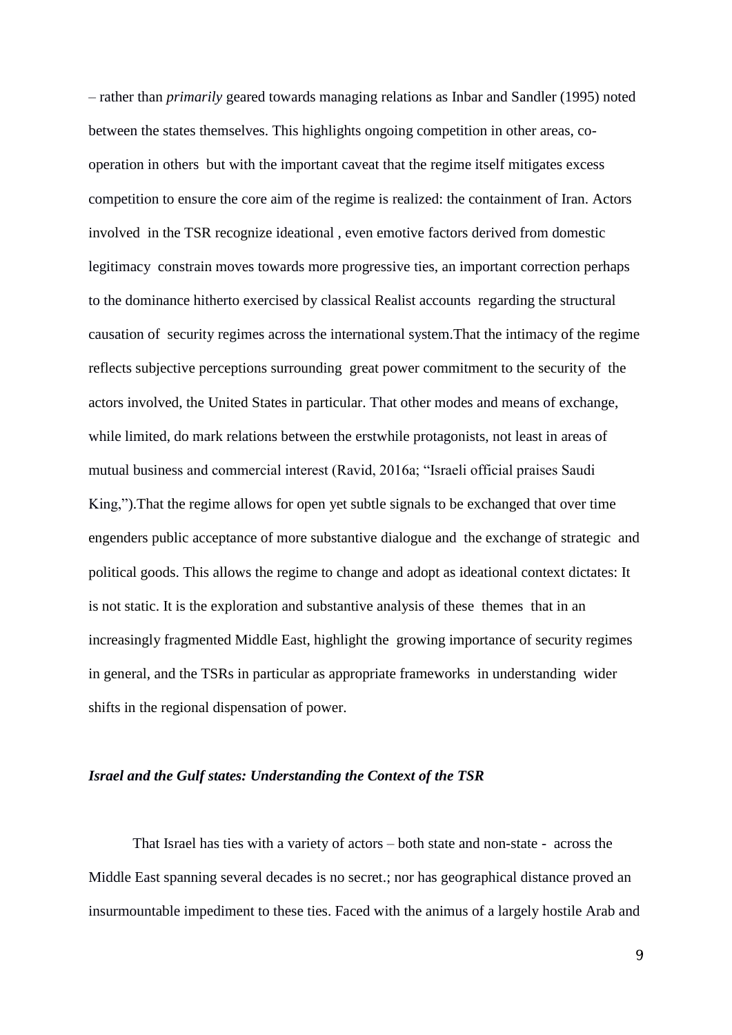– rather than *primarily* geared towards managing relations as Inbar and Sandler (1995) noted between the states themselves. This highlights ongoing competition in other areas, co-operation in others but with the important caveat that the regime itself mitigates excess competition to ensure the core aim of the regime is realized: the containment of Iran. Actors involved in the TSR recognize ideational , even emotive factors derived from domestic legitimacy constrain moves towards more progressive ties, an important correction perhaps to the dominance hitherto exercised by classical Realist accounts regarding the structural causation of security regimes across the international system.That the intimacy of the regime reflects subjective perceptions surrounding great power commitment to the security of the actors involved, the United States in particular. That other modes and means of exchange, while limited, do mark relations between the erstwhile protagonists, not least in areas of mutual business and commercial interest (Ravid, 2016a; "Israeli official praises Saudi King,").That the regime allows for open yet subtle signals to be exchanged that over time engenders public acceptance of more substantive dialogue and the exchange of strategic and political goods. This allows the regime to change and adopt as ideational context dictates: It is not static. It is the exploration and substantive analysis of these themes that in an increasingly fragmented Middle East, highlight the growing importance of security regimes in general, and the TSRs in particular as appropriate frameworks in understanding wider shifts in the regional dispensation of power.

### *Israel and the Gulf states: Understanding the Context of the TSR*

That Israel has ties with a variety of actors – both state and non-state - across the Middle East spanning several decades is no secret.; nor has geographical distance proved an insurmountable impediment to these ties. Faced with the animus of a largely hostile Arab and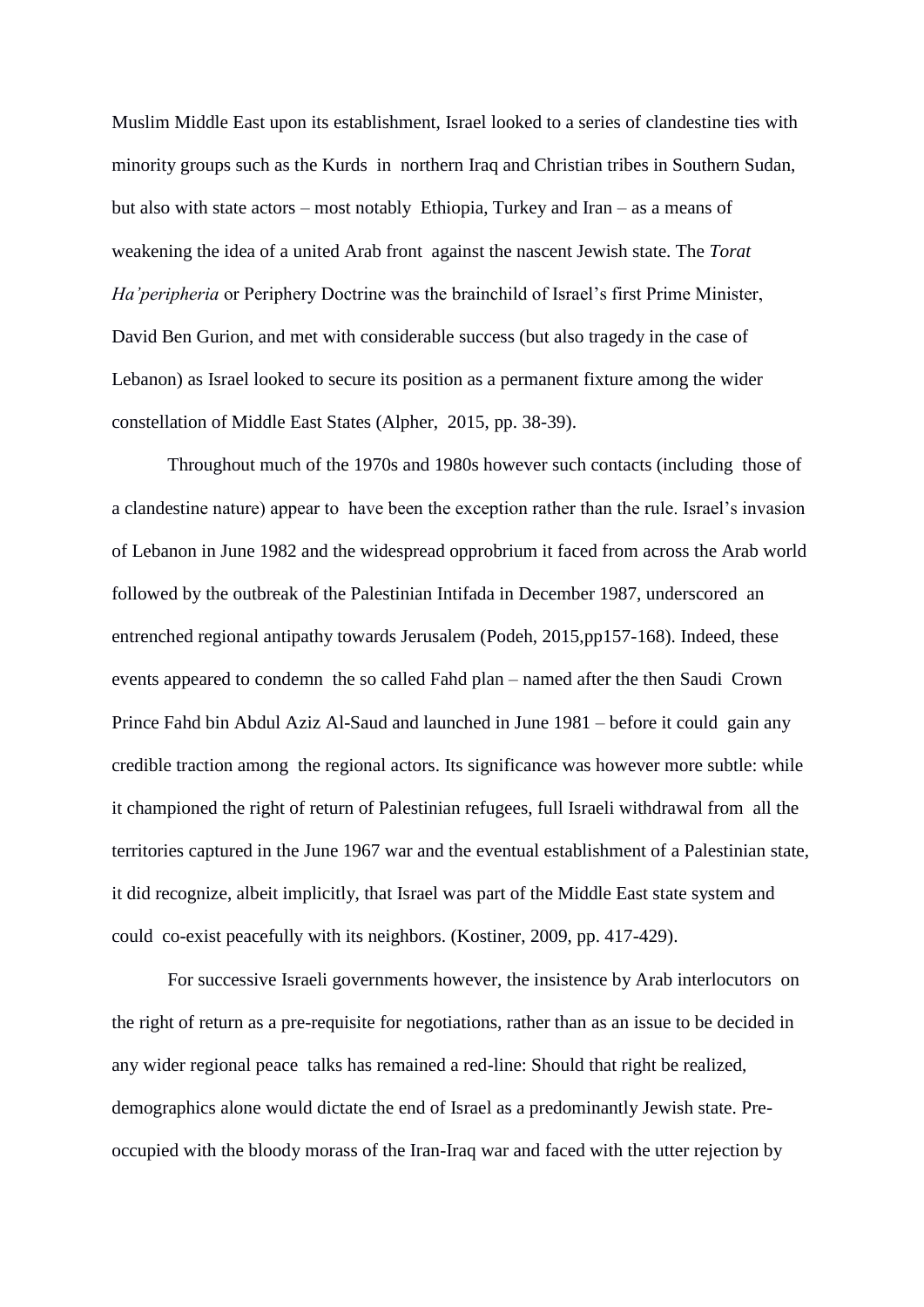Muslim Middle East upon its establishment, Israel looked to a series of clandestine ties with minority groups such as the Kurds in northern Iraq and Christian tribes in Southern Sudan, but also with state actors – most notably Ethiopia, Turkey and Iran – as a means of weakening the idea of a united Arab front against the nascent Jewish state. The *Torat Ha'peripheria* or Periphery Doctrine was the brainchild of Israel's first Prime Minister, David Ben Gurion, and met with considerable success (but also tragedy in the case of Lebanon) as Israel looked to secure its position as a permanent fixture among the wider constellation of Middle East States (Alpher, 2015, pp. 38-39).

Throughout much of the 1970s and 1980s however such contacts (including those of a clandestine nature) appear to have been the exception rather than the rule. Israel's invasion of Lebanon in June 1982 and the widespread opprobrium it faced from across the Arab world followed by the outbreak of the Palestinian Intifada in December 1987, underscored an entrenched regional antipathy towards Jerusalem (Podeh, 2015,pp157-168). Indeed, these events appeared to condemn the so called Fahd plan – named after the then Saudi Crown Prince Fahd bin Abdul Aziz Al-Saud and launched in June 1981 – before it could gain any credible traction among the regional actors. Its significance was however more subtle: while it championed the right of return of Palestinian refugees, full Israeli withdrawal from all the territories captured in the June 1967 war and the eventual establishment of a Palestinian state, it did recognize, albeit implicitly, that Israel was part of the Middle East state system and could co-exist peacefully with its neighbors. (Kostiner, 2009, pp. 417-429).

For successive Israeli governments however, the insistence by Arab interlocutors on the right of return as a pre-requisite for negotiations, rather than as an issue to be decided in any wider regional peace talks has remained a red-line: Should that right be realized, demographics alone would dictate the end of Israel as a predominantly Jewish state. Pre-occupied with the bloody morass of the Iran-Iraq war and faced with the utter rejection by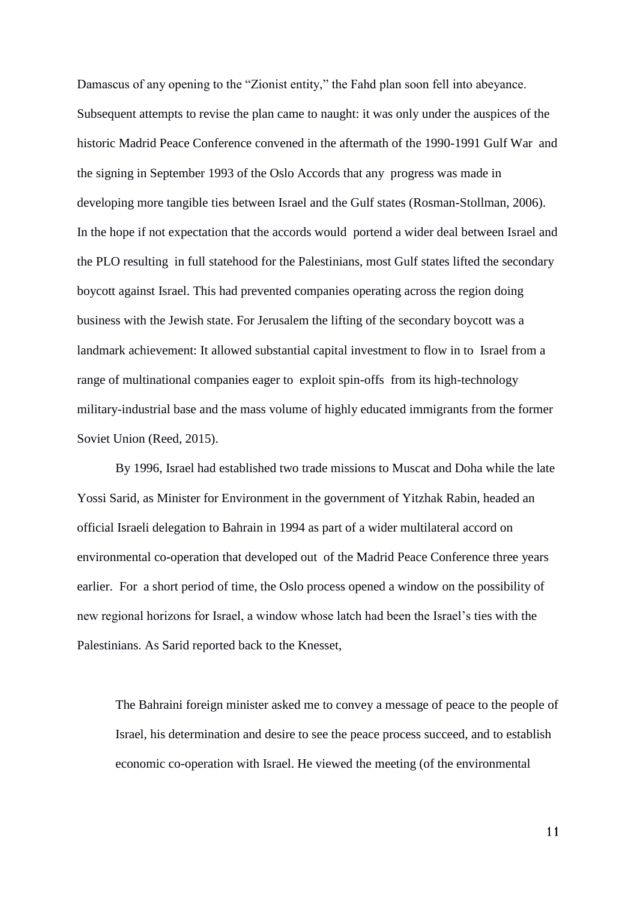Damascus of any opening to the "Zionist entity," the Fahd plan soon fell into abeyance. Subsequent attempts to revise the plan came to naught: it was only under the auspices of the historic Madrid Peace Conference convened in the aftermath of the 1990-1991 Gulf War and the signing in September 1993 of the Oslo Accords that any progress was made in developing more tangible ties between Israel and the Gulf states (Rosman-Stollman, 2006). In the hope if not expectation that the accords would portend a wider deal between Israel and the PLO resulting in full statehood for the Palestinians, most Gulf states lifted the secondary boycott against Israel. This had prevented companies operating across the region doing business with the Jewish state. For Jerusalem the lifting of the secondary boycott was a landmark achievement: It allowed substantial capital investment to flow in to Israel from a range of multinational companies eager to exploit spin-offs from its high-technology military-industrial base and the mass volume of highly educated immigrants from the former Soviet Union (Reed, 2015).

By 1996, Israel had established two trade missions to Muscat and Doha while the late Yossi Sarid, as Minister for Environment in the government of Yitzhak Rabin, headed an official Israeli delegation to Bahrain in 1994 as part of a wider multilateral accord on environmental co-operation that developed out of the Madrid Peace Conference three years earlier. For a short period of time, the Oslo process opened a window on the possibility of new regional horizons for Israel, a window whose latch had been the Israel's ties with the Palestinians. As Sarid reported back to the Knesset,

> The Bahraini foreign minister asked me to convey a message of peace to the people of Israel, his determination and desire to see the peace process succeed, and to establish economic co-operation with Israel. He viewed the meeting (of the environmental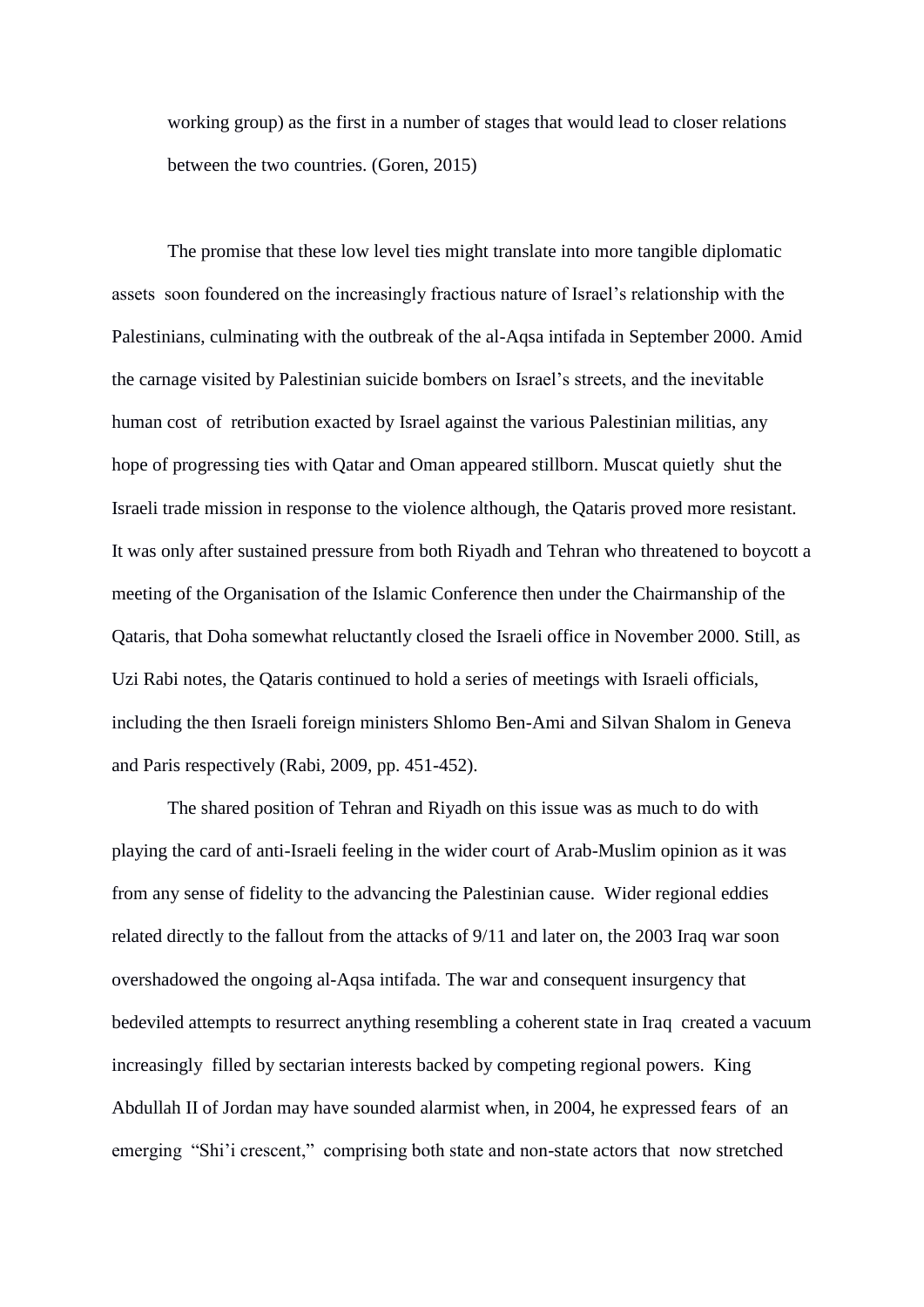working group) as the first in a number of stages that would lead to closer relations between the two countries. (Goren, 2015)

The promise that these low level ties might translate into more tangible diplomatic assets soon foundered on the increasingly fractious nature of Israel's relationship with the Palestinians, culminating with the outbreak of the al-Aqsa intifada in September 2000. Amid the carnage visited by Palestinian suicide bombers on Israel's streets, and the inevitable human cost of retribution exacted by Israel against the various Palestinian militias, any hope of progressing ties with Qatar and Oman appeared stillborn. Muscat quietly shut the Israeli trade mission in response to the violence although, the Qataris proved more resistant. It was only after sustained pressure from both Riyadh and Tehran who threatened to boycott a meeting of the Organisation of the Islamic Conference then under the Chairmanship of the Qataris, that Doha somewhat reluctantly closed the Israeli office in November 2000. Still, as Uzi Rabi notes, the Qataris continued to hold a series of meetings with Israeli officials, including the then Israeli foreign ministers Shlomo Ben-Ami and Silvan Shalom in Geneva and Paris respectively (Rabi, 2009, pp. 451-452).

The shared position of Tehran and Riyadh on this issue was as much to do with playing the card of anti-Israeli feeling in the wider court of Arab-Muslim opinion as it was from any sense of fidelity to the advancing the Palestinian cause. Wider regional eddies related directly to the fallout from the attacks of 9/11 and later on, the 2003 Iraq war soon overshadowed the ongoing al-Aqsa intifada. The war and consequent insurgency that bedeviled attempts to resurrect anything resembling a coherent state in Iraq created a vacuum increasingly filled by sectarian interests backed by competing regional powers. King Abdullah II of Jordan may have sounded alarmist when, in 2004, he expressed fears of an emerging "Shi'i crescent," comprising both state and non-state actors that now stretched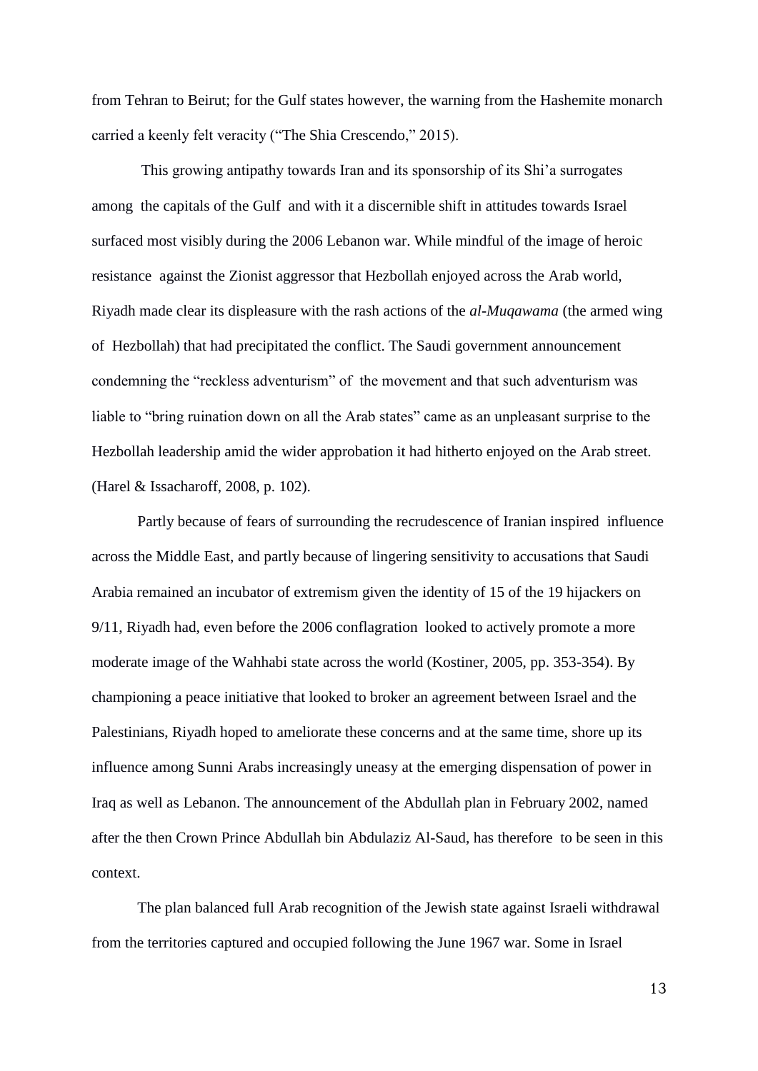from Tehran to Beirut; for the Gulf states however, the warning from the Hashemite monarch carried a keenly felt veracity ("The Shia Crescendo," 2015).

This growing antipathy towards Iran and its sponsorship of its Shi'a surrogates among the capitals of the Gulf and with it a discernible shift in attitudes towards Israel surfaced most visibly during the 2006 Lebanon war. While mindful of the image of heroic resistance against the Zionist aggressor that Hezbollah enjoyed across the Arab world, Riyadh made clear its displeasure with the rash actions of the *al-Muqawama* (the armed wing of Hezbollah) that had precipitated the conflict. The Saudi government announcement condemning the "reckless adventurism" of the movement and that such adventurism was liable to "bring ruination down on all the Arab states" came as an unpleasant surprise to the Hezbollah leadership amid the wider approbation it had hitherto enjoyed on the Arab street. (Harel & Issacharoff, 2008, p. 102).

Partly because of fears of surrounding the recrudescence of Iranian inspired influence across the Middle East, and partly because of lingering sensitivity to accusations that Saudi Arabia remained an incubator of extremism given the identity of 15 of the 19 hijackers on 9/11, Riyadh had, even before the 2006 conflagration looked to actively promote a more moderate image of the Wahhabi state across the world (Kostiner, 2005, pp. 353-354). By championing a peace initiative that looked to broker an agreement between Israel and the Palestinians, Riyadh hoped to ameliorate these concerns and at the same time, shore up its influence among Sunni Arabs increasingly uneasy at the emerging dispensation of power in Iraq as well as Lebanon. The announcement of the Abdullah plan in February 2002, named after the then Crown Prince Abdullah bin Abdulaziz Al-Saud, has therefore to be seen in this context.

The plan balanced full Arab recognition of the Jewish state against Israeli withdrawal from the territories captured and occupied following the June 1967 war. Some in Israel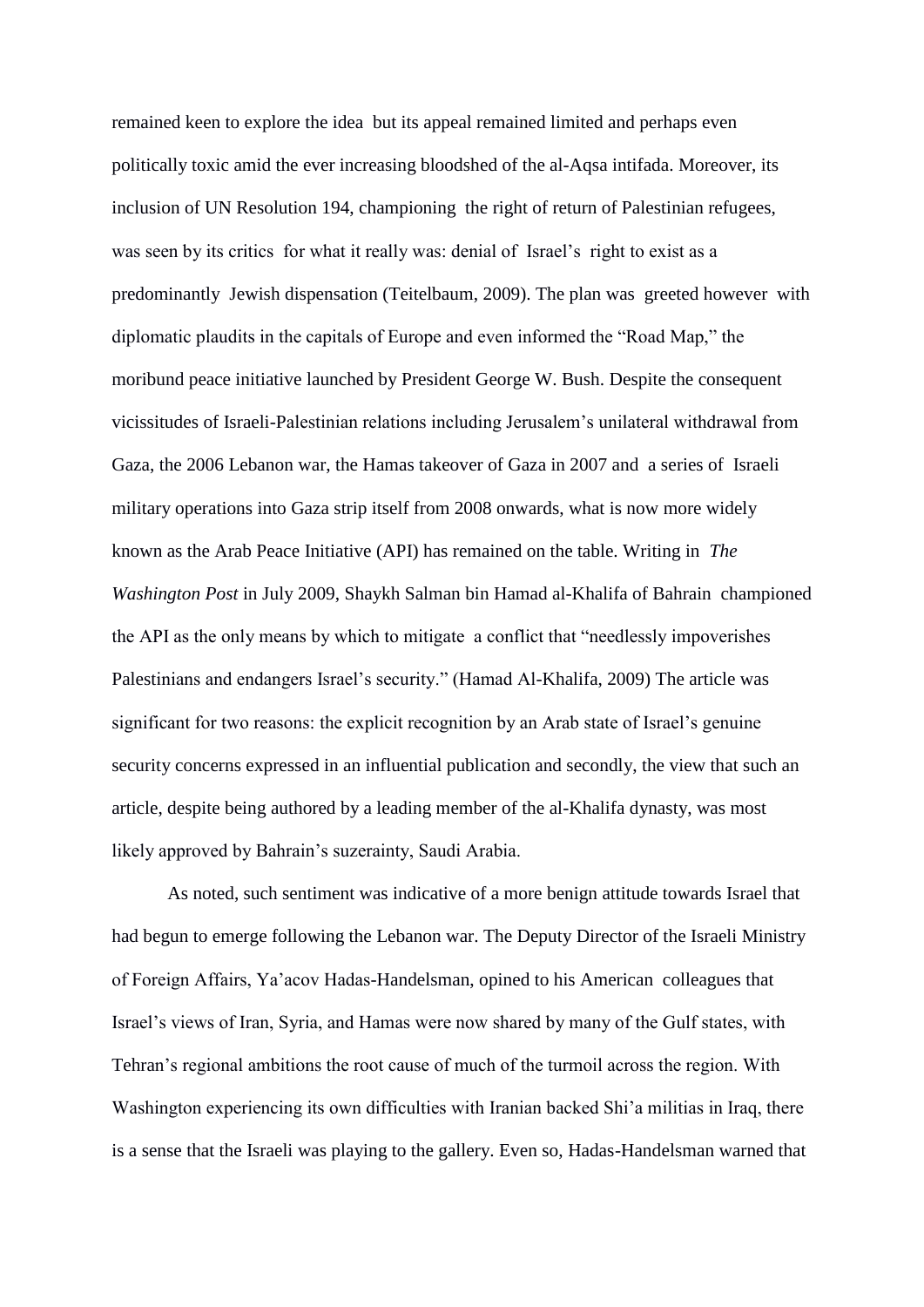remained keen to explore the idea but its appeal remained limited and perhaps even politically toxic amid the ever increasing bloodshed of the al-Aqsa intifada. Moreover, its inclusion of UN Resolution 194, championing the right of return of Palestinian refugees, was seen by its critics for what it really was: denial of Israel's right to exist as a predominantly Jewish dispensation (Teitelbaum, 2009). The plan was greeted however with diplomatic plaudits in the capitals of Europe and even informed the "Road Map," the moribund peace initiative launched by President George W. Bush. Despite the consequent vicissitudes of Israeli-Palestinian relations including Jerusalem's unilateral withdrawal from Gaza, the 2006 Lebanon war, the Hamas takeover of Gaza in 2007 and a series of Israeli military operations into Gaza strip itself from 2008 onwards, what is now more widely known as the Arab Peace Initiative (API) has remained on the table. Writing in *The Washington Post* in July 2009, Shaykh Salman bin Hamad al-Khalifa of Bahrain championed the API as the only means by which to mitigate a conflict that "needlessly impoverishes Palestinians and endangers Israel's security." (Hamad Al-Khalifa, 2009) The article was significant for two reasons: the explicit recognition by an Arab state of Israel's genuine security concerns expressed in an influential publication and secondly, the view that such an article, despite being authored by a leading member of the al-Khalifa dynasty, was most likely approved by Bahrain's suzerainty, Saudi Arabia.

As noted, such sentiment was indicative of a more benign attitude towards Israel that had begun to emerge following the Lebanon war. The Deputy Director of the Israeli Ministry of Foreign Affairs, Ya'acov Hadas-Handelsman, opined to his American colleagues that Israel's views of Iran, Syria, and Hamas were now shared by many of the Gulf states, with Tehran's regional ambitions the root cause of much of the turmoil across the region. With Washington experiencing its own difficulties with Iranian backed Shi'a militias in Iraq, there is a sense that the Israeli was playing to the gallery. Even so, Hadas-Handelsman warned that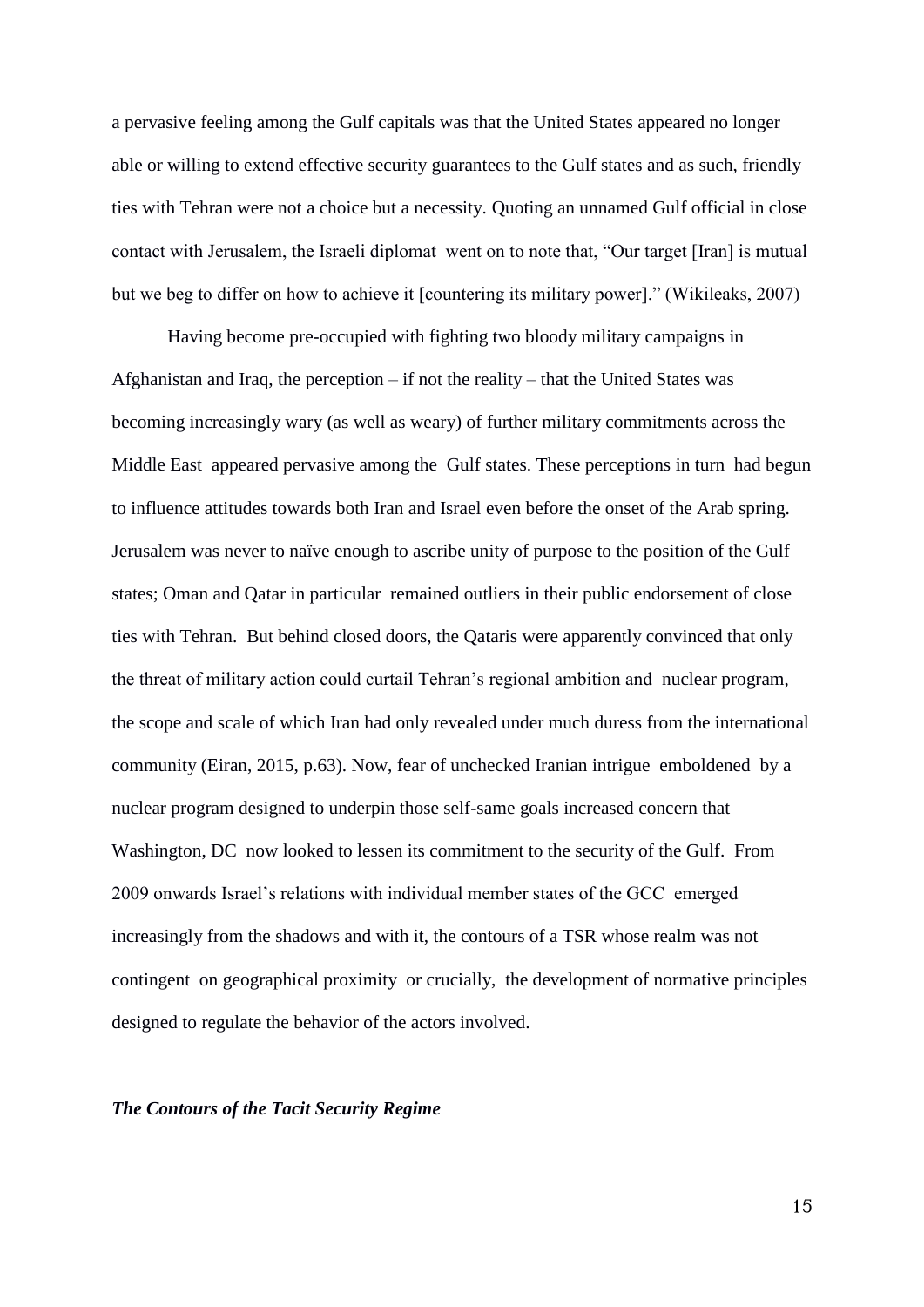a pervasive feeling among the Gulf capitals was that the United States appeared no longer able or willing to extend effective security guarantees to the Gulf states and as such, friendly ties with Tehran were not a choice but a necessity. Quoting an unnamed Gulf official in close contact with Jerusalem, the Israeli diplomat went on to note that, "Our target [Iran] is mutual but we beg to differ on how to achieve it [countering its military power]." (Wikileaks, 2007)

Having become pre-occupied with fighting two bloody military campaigns in Afghanistan and Iraq, the perception – if not the reality – that the United States was becoming increasingly wary (as well as weary) of further military commitments across the Middle East appeared pervasive among the Gulf states. These perceptions in turn had begun to influence attitudes towards both Iran and Israel even before the onset of the Arab spring. Jerusalem was never to naïve enough to ascribe unity of purpose to the position of the Gulf states; Oman and Qatar in particular remained outliers in their public endorsement of close ties with Tehran. But behind closed doors, the Qataris were apparently convinced that only the threat of military action could curtail Tehran's regional ambition and nuclear program, the scope and scale of which Iran had only revealed under much duress from the international community (Eiran, 2015, p.63). Now, fear of unchecked Iranian intrigue emboldened by a nuclear program designed to underpin those self-same goals increased concern that Washington, DC now looked to lessen its commitment to the security of the Gulf. From 2009 onwards Israel's relations with individual member states of the GCC emerged increasingly from the shadows and with it, the contours of a TSR whose realm was not contingent on geographical proximity or crucially, the development of normative principles designed to regulate the behavior of the actors involved.

***The Contours of the Tacit Security Regime***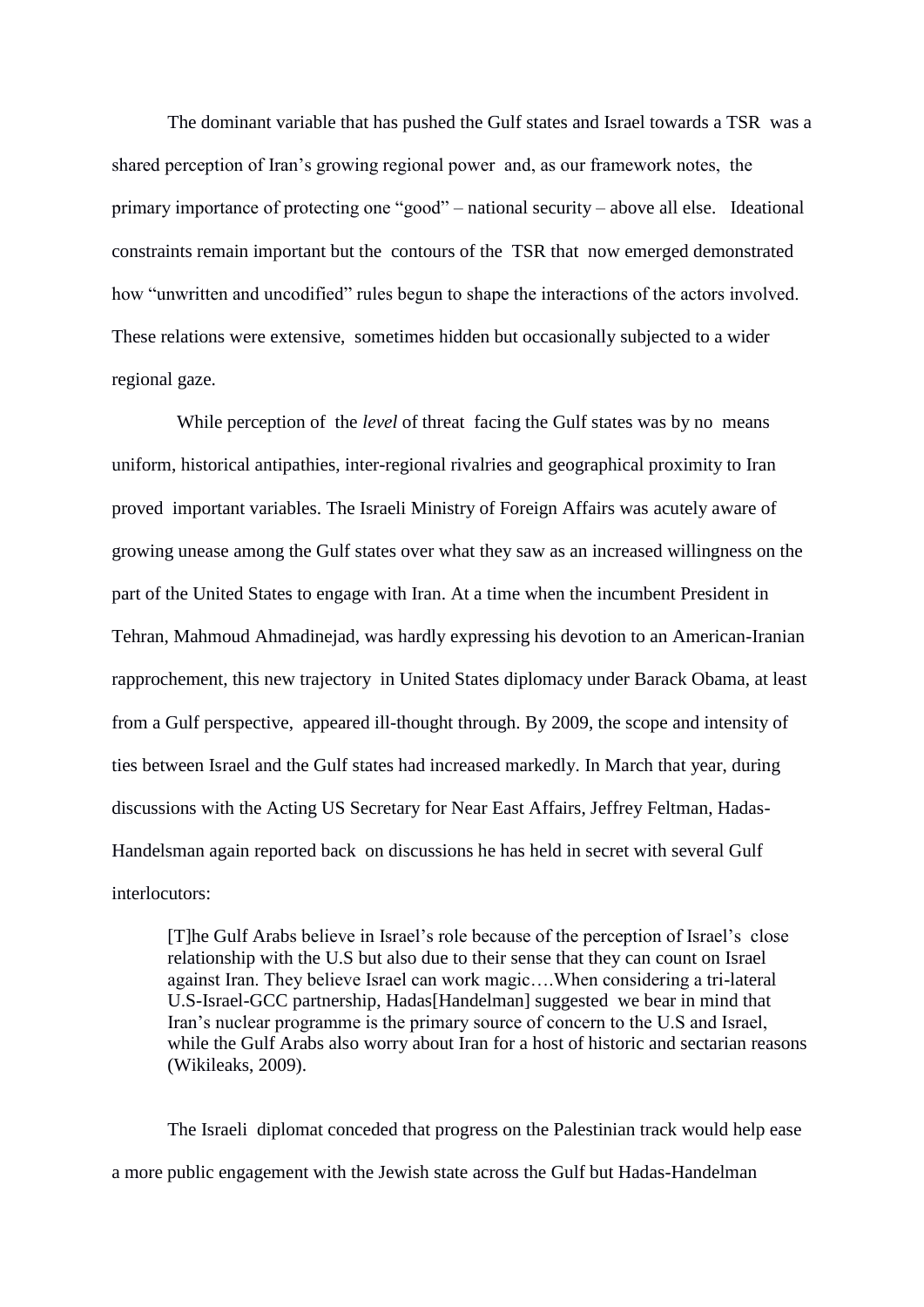The dominant variable that has pushed the Gulf states and Israel towards a TSR was a shared perception of Iran's growing regional power and, as our framework notes, the primary importance of protecting one "good" – national security – above all else. Ideational constraints remain important but the contours of the TSR that now emerged demonstrated how "unwritten and uncodified" rules begun to shape the interactions of the actors involved. These relations were extensive, sometimes hidden but occasionally subjected to a wider regional gaze.

While perception of the *level* of threat facing the Gulf states was by no means uniform, historical antipathies, inter-regional rivalries and geographical proximity to Iran proved important variables. The Israeli Ministry of Foreign Affairs was acutely aware of growing unease among the Gulf states over what they saw as an increased willingness on the part of the United States to engage with Iran. At a time when the incumbent President in Tehran, Mahmoud Ahmadinejad, was hardly expressing his devotion to an American-Iranian rapprochement, this new trajectory in United States diplomacy under Barack Obama, at least from a Gulf perspective, appeared ill-thought through. By 2009, the scope and intensity of ties between Israel and the Gulf states had increased markedly. In March that year, during discussions with the Acting US Secretary for Near East Affairs, Jeffrey Feltman, Hadas-Handelsman again reported back on discussions he has held in secret with several Gulf interlocutors:

> [T]he Gulf Arabs believe in Israel's role because of the perception of Israel's close relationship with the U.S but also due to their sense that they can count on Israel against Iran. They believe Israel can work magic….When considering a tri-lateral U.S-Israel-GCC partnership, Hadas[Handelman] suggested we bear in mind that Iran's nuclear programme is the primary source of concern to the U.S and Israel, while the Gulf Arabs also worry about Iran for a host of historic and sectarian reasons (Wikileaks, 2009).

The Israeli diplomat conceded that progress on the Palestinian track would help ease a more public engagement with the Jewish state across the Gulf but Hadas-Handelman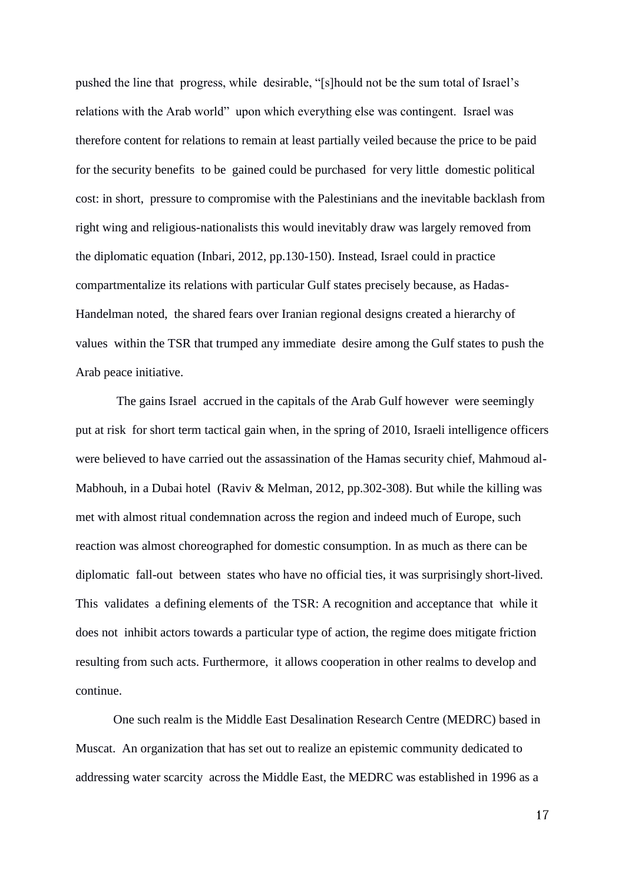pushed the line that progress, while desirable, "[s]hould not be the sum total of Israel's relations with the Arab world" upon which everything else was contingent. Israel was therefore content for relations to remain at least partially veiled because the price to be paid for the security benefits to be gained could be purchased for very little domestic political cost: in short, pressure to compromise with the Palestinians and the inevitable backlash from right wing and religious-nationalists this would inevitably draw was largely removed from the diplomatic equation (Inbari, 2012, pp.130-150). Instead, Israel could in practice compartmentalize its relations with particular Gulf states precisely because, as Hadas-Handelman noted, the shared fears over Iranian regional designs created a hierarchy of values within the TSR that trumped any immediate desire among the Gulf states to push the Arab peace initiative.

The gains Israel accrued in the capitals of the Arab Gulf however were seemingly put at risk for short term tactical gain when, in the spring of 2010, Israeli intelligence officers were believed to have carried out the assassination of the Hamas security chief, Mahmoud al-Mabhouh, in a Dubai hotel (Raviv & Melman, 2012, pp.302-308). But while the killing was met with almost ritual condemnation across the region and indeed much of Europe, such reaction was almost choreographed for domestic consumption. In as much as there can be diplomatic fall-out between states who have no official ties, it was surprisingly short-lived. This validates a defining elements of the TSR: A recognition and acceptance that while it does not inhibit actors towards a particular type of action, the regime does mitigate friction resulting from such acts. Furthermore, it allows cooperation in other realms to develop and continue.

One such realm is the Middle East Desalination Research Centre (MEDRC) based in Muscat. An organization that has set out to realize an epistemic community dedicated to addressing water scarcity across the Middle East, the MEDRC was established in 1996 as a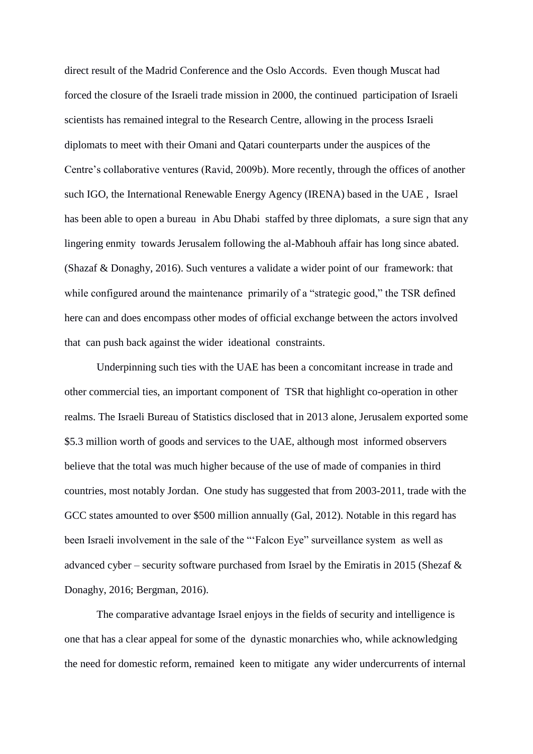direct result of the Madrid Conference and the Oslo Accords. Even though Muscat had forced the closure of the Israeli trade mission in 2000, the continued participation of Israeli scientists has remained integral to the Research Centre, allowing in the process Israeli diplomats to meet with their Omani and Qatari counterparts under the auspices of the Centre's collaborative ventures (Ravid, 2009b). More recently, through the offices of another such IGO, the International Renewable Energy Agency (IRENA) based in the UAE , Israel has been able to open a bureau in Abu Dhabi staffed by three diplomats, a sure sign that any lingering enmity towards Jerusalem following the al-Mabhouh affair has long since abated. (Shazaf & Donaghy, 2016). Such ventures a validate a wider point of our framework: that while configured around the maintenance primarily of a "strategic good," the TSR defined here can and does encompass other modes of official exchange between the actors involved that can push back against the wider ideational constraints.

Underpinning such ties with the UAE has been a concomitant increase in trade and other commercial ties, an important component of TSR that highlight co-operation in other realms. The Israeli Bureau of Statistics disclosed that in 2013 alone, Jerusalem exported some $5.3 million worth of goods and services to the UAE, although most informed observers believe that the total was much higher because of the use of made of companies in third countries, most notably Jordan. One study has suggested that from 2003-2011, trade with the GCC states amounted to over $500 million annually (Gal, 2012). Notable in this regard has been Israeli involvement in the sale of the "'Falcon Eye" surveillance system as well as advanced cyber – security software purchased from Israel by the Emiratis in 2015 (Shezaf & Donaghy, 2016; Bergman, 2016).

The comparative advantage Israel enjoys in the fields of security and intelligence is one that has a clear appeal for some of the dynastic monarchies who, while acknowledging the need for domestic reform, remained keen to mitigate any wider undercurrents of internal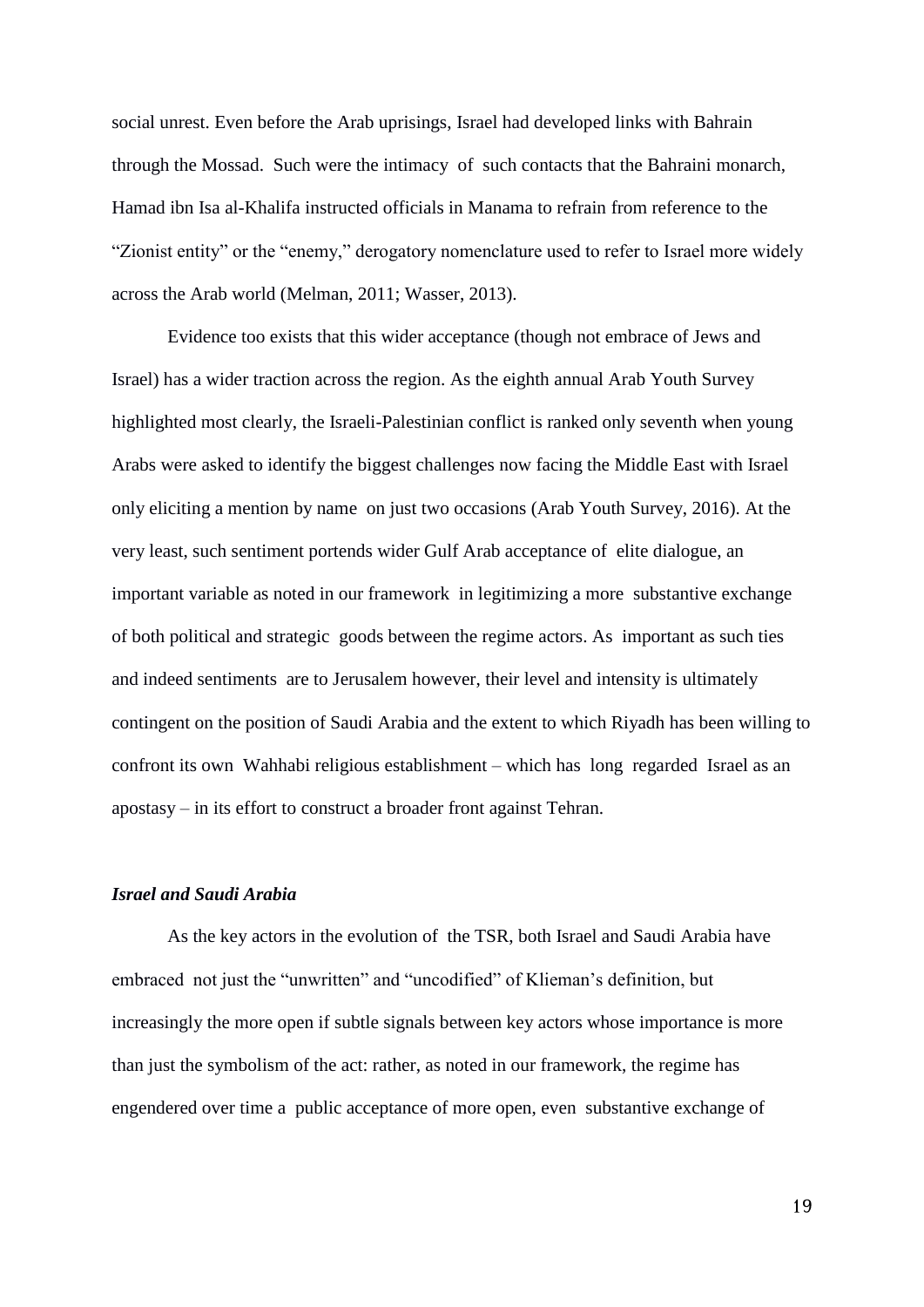social unrest. Even before the Arab uprisings, Israel had developed links with Bahrain through the Mossad. Such were the intimacy of such contacts that the Bahraini monarch, Hamad ibn Isa al-Khalifa instructed officials in Manama to refrain from reference to the "Zionist entity" or the "enemy," derogatory nomenclature used to refer to Israel more widely across the Arab world (Melman, 2011; Wasser, 2013).

Evidence too exists that this wider acceptance (though not embrace of Jews and Israel) has a wider traction across the region. As the eighth annual Arab Youth Survey highlighted most clearly, the Israeli-Palestinian conflict is ranked only seventh when young Arabs were asked to identify the biggest challenges now facing the Middle East with Israel only eliciting a mention by name on just two occasions (Arab Youth Survey, 2016). At the very least, such sentiment portends wider Gulf Arab acceptance of elite dialogue, an important variable as noted in our framework in legitimizing a more substantive exchange of both political and strategic goods between the regime actors. As important as such ties and indeed sentiments are to Jerusalem however, their level and intensity is ultimately contingent on the position of Saudi Arabia and the extent to which Riyadh has been willing to confront its own Wahhabi religious establishment – which has long regarded Israel as an apostasy – in its effort to construct a broader front against Tehran.

### *Israel and Saudi Arabia*

As the key actors in the evolution of the TSR, both Israel and Saudi Arabia have embraced not just the "unwritten" and "uncodified" of Klieman's definition, but increasingly the more open if subtle signals between key actors whose importance is more than just the symbolism of the act: rather, as noted in our framework, the regime has engendered over time a public acceptance of more open, even substantive exchange of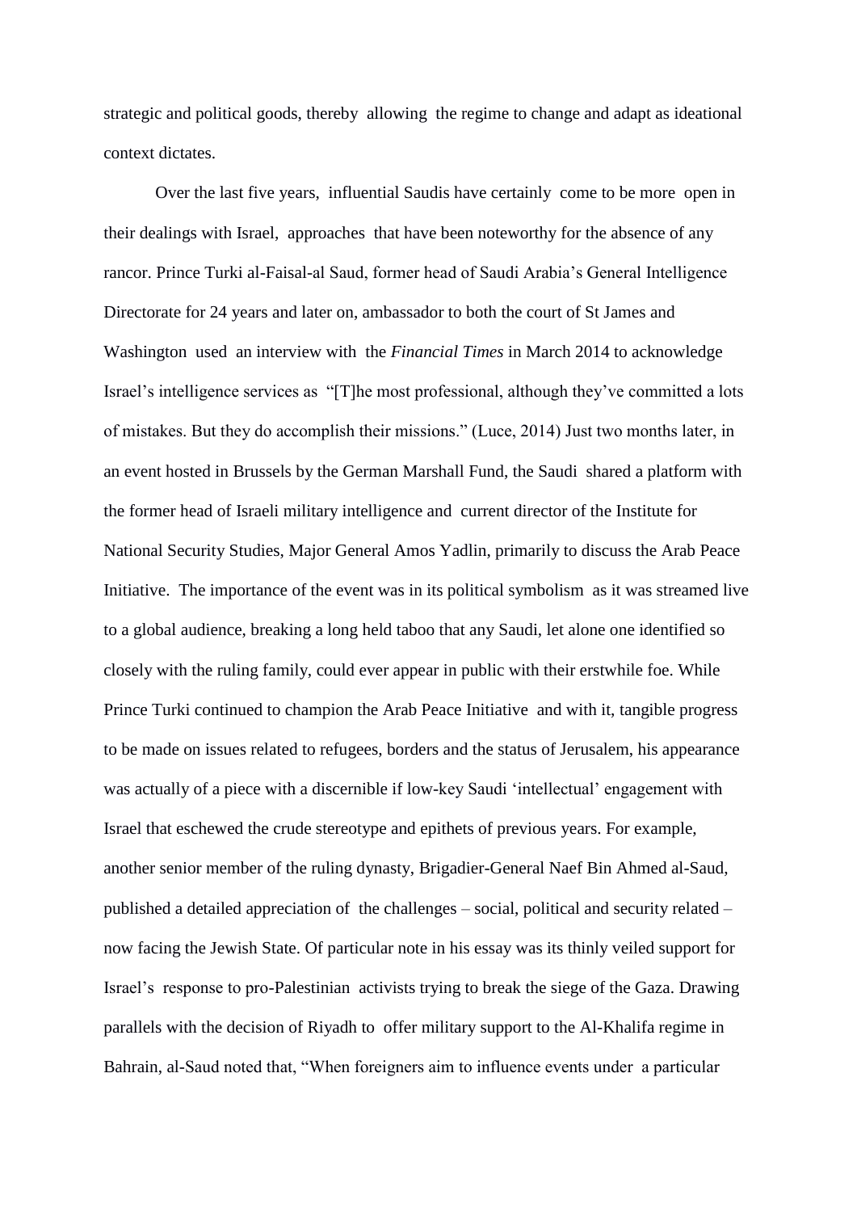strategic and political goods, thereby allowing the regime to change and adapt as ideational context dictates.

Over the last five years, influential Saudis have certainly come to be more open in their dealings with Israel, approaches that have been noteworthy for the absence of any rancor. Prince Turki al-Faisal-al Saud, former head of Saudi Arabia's General Intelligence Directorate for 24 years and later on, ambassador to both the court of St James and Washington used an interview with the *Financial Times* in March 2014 to acknowledge Israel's intelligence services as "[T]he most professional, although they've committed a lots of mistakes. But they do accomplish their missions." (Luce, 2014) Just two months later, in an event hosted in Brussels by the German Marshall Fund, the Saudi shared a platform with the former head of Israeli military intelligence and current director of the Institute for National Security Studies, Major General Amos Yadlin, primarily to discuss the Arab Peace Initiative. The importance of the event was in its political symbolism as it was streamed live to a global audience, breaking a long held taboo that any Saudi, let alone one identified so closely with the ruling family, could ever appear in public with their erstwhile foe. While Prince Turki continued to champion the Arab Peace Initiative and with it, tangible progress to be made on issues related to refugees, borders and the status of Jerusalem, his appearance was actually of a piece with a discernible if low-key Saudi 'intellectual' engagement with Israel that eschewed the crude stereotype and epithets of previous years. For example, another senior member of the ruling dynasty, Brigadier-General Naef Bin Ahmed al-Saud, published a detailed appreciation of the challenges – social, political and security related – now facing the Jewish State. Of particular note in his essay was its thinly veiled support for Israel's response to pro-Palestinian activists trying to break the siege of the Gaza. Drawing parallels with the decision of Riyadh to offer military support to the Al-Khalifa regime in Bahrain, al-Saud noted that, "When foreigners aim to influence events under a particular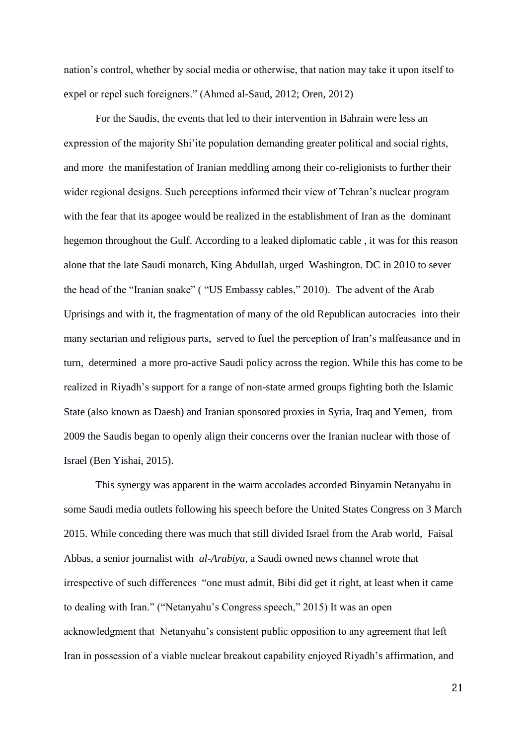nation's control, whether by social media or otherwise, that nation may take it upon itself to expel or repel such foreigners." (Ahmed al-Saud, 2012; Oren, 2012)

For the Saudis, the events that led to their intervention in Bahrain were less an expression of the majority Shi'ite population demanding greater political and social rights, and more the manifestation of Iranian meddling among their co-religionists to further their wider regional designs. Such perceptions informed their view of Tehran's nuclear program with the fear that its apogee would be realized in the establishment of Iran as the dominant hegemon throughout the Gulf. According to a leaked diplomatic cable , it was for this reason alone that the late Saudi monarch, King Abdullah, urged Washington. DC in 2010 to sever the head of the "Iranian snake" ( "US Embassy cables," 2010). The advent of the Arab Uprisings and with it, the fragmentation of many of the old Republican autocracies into their many sectarian and religious parts, served to fuel the perception of Iran's malfeasance and in turn, determined a more pro-active Saudi policy across the region. While this has come to be realized in Riyadh's support for a range of non-state armed groups fighting both the Islamic State (also known as Daesh) and Iranian sponsored proxies in Syria, Iraq and Yemen, from 2009 the Saudis began to openly align their concerns over the Iranian nuclear with those of Israel (Ben Yishai, 2015).

This synergy was apparent in the warm accolades accorded Binyamin Netanyahu in some Saudi media outlets following his speech before the United States Congress on 3 March 2015. While conceding there was much that still divided Israel from the Arab world, Faisal Abbas, a senior journalist with *al-Arabiya*, a Saudi owned news channel wrote that irrespective of such differences "one must admit, Bibi did get it right, at least when it came to dealing with Iran." ("Netanyahu's Congress speech," 2015) It was an open acknowledgment that Netanyahu's consistent public opposition to any agreement that left Iran in possession of a viable nuclear breakout capability enjoyed Riyadh's affirmation, and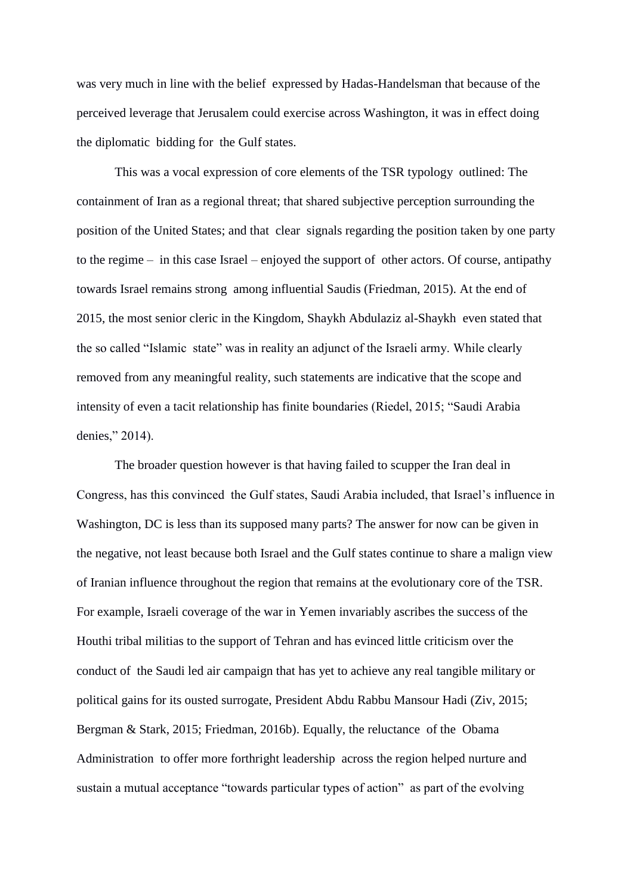was very much in line with the belief expressed by Hadas-Handelsman that because of the perceived leverage that Jerusalem could exercise across Washington, it was in effect doing the diplomatic bidding for the Gulf states.

This was a vocal expression of core elements of the TSR typology outlined: The containment of Iran as a regional threat; that shared subjective perception surrounding the position of the United States; and that clear signals regarding the position taken by one party to the regime – in this case Israel – enjoyed the support of other actors. Of course, antipathy towards Israel remains strong among influential Saudis (Friedman, 2015). At the end of 2015, the most senior cleric in the Kingdom, Shaykh Abdulaziz al-Shaykh even stated that the so called "Islamic state" was in reality an adjunct of the Israeli army. While clearly removed from any meaningful reality, such statements are indicative that the scope and intensity of even a tacit relationship has finite boundaries (Riedel, 2015; "Saudi Arabia denies," 2014).

The broader question however is that having failed to scupper the Iran deal in Congress, has this convinced the Gulf states, Saudi Arabia included, that Israel's influence in Washington, DC is less than its supposed many parts? The answer for now can be given in the negative, not least because both Israel and the Gulf states continue to share a malign view of Iranian influence throughout the region that remains at the evolutionary core of the TSR. For example, Israeli coverage of the war in Yemen invariably ascribes the success of the Houthi tribal militias to the support of Tehran and has evinced little criticism over the conduct of the Saudi led air campaign that has yet to achieve any real tangible military or political gains for its ousted surrogate, President Abdu Rabbu Mansour Hadi (Ziv, 2015; Bergman & Stark, 2015; Friedman, 2016b). Equally, the reluctance of the Obama Administration to offer more forthright leadership across the region helped nurture and sustain a mutual acceptance "towards particular types of action" as part of the evolving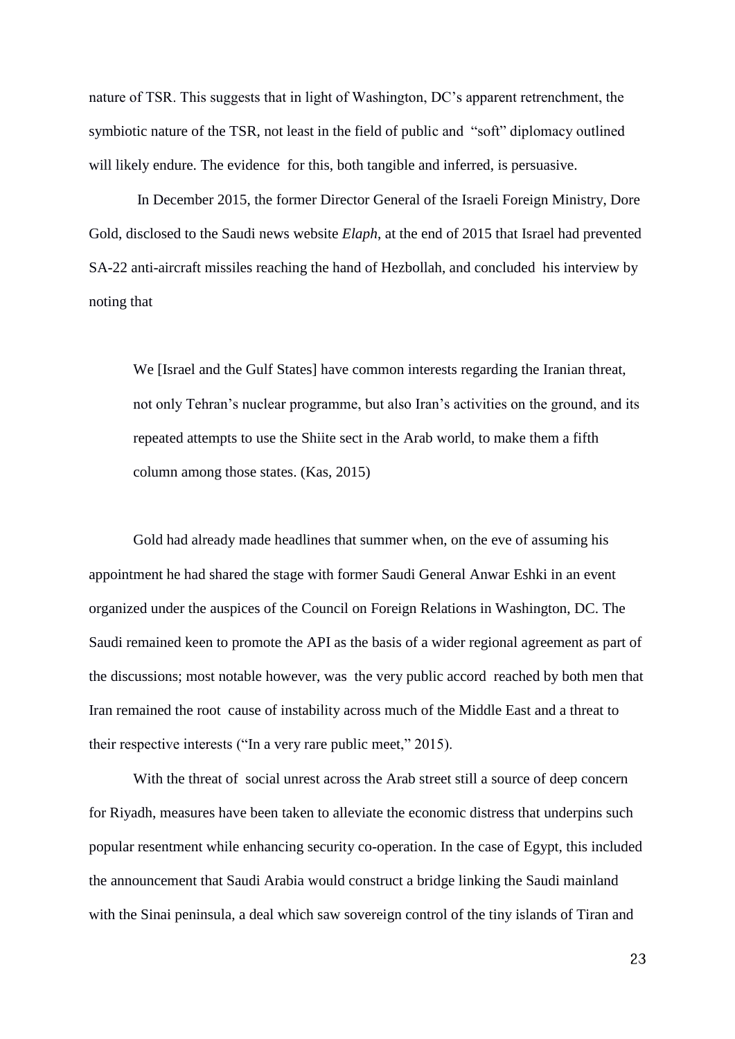nature of TSR. This suggests that in light of Washington, DC's apparent retrenchment, the symbiotic nature of the TSR, not least in the field of public and "soft" diplomacy outlined will likely endure. The evidence for this, both tangible and inferred, is persuasive.

In December 2015, the former Director General of the Israeli Foreign Ministry, Dore Gold, disclosed to the Saudi news website *Elaph*, at the end of 2015 that Israel had prevented SA-22 anti-aircraft missiles reaching the hand of Hezbollah, and concluded his interview by noting that

> We [Israel and the Gulf States] have common interests regarding the Iranian threat, not only Tehran's nuclear programme, but also Iran's activities on the ground, and its repeated attempts to use the Shiite sect in the Arab world, to make them a fifth column among those states. (Kas, 2015)

Gold had already made headlines that summer when, on the eve of assuming his appointment he had shared the stage with former Saudi General Anwar Eshki in an event organized under the auspices of the Council on Foreign Relations in Washington, DC. The Saudi remained keen to promote the API as the basis of a wider regional agreement as part of the discussions; most notable however, was the very public accord reached by both men that Iran remained the root cause of instability across much of the Middle East and a threat to their respective interests ("In a very rare public meet," 2015).

With the threat of social unrest across the Arab street still a source of deep concern for Riyadh, measures have been taken to alleviate the economic distress that underpins such popular resentment while enhancing security co-operation. In the case of Egypt, this included the announcement that Saudi Arabia would construct a bridge linking the Saudi mainland with the Sinai peninsula, a deal which saw sovereign control of the tiny islands of Tiran and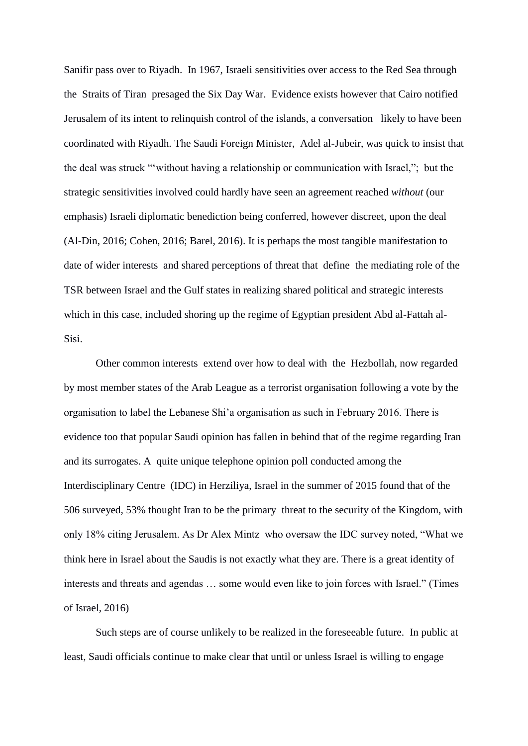Sanifir pass over to Riyadh. In 1967, Israeli sensitivities over access to the Red Sea through the Straits of Tiran presaged the Six Day War. Evidence exists however that Cairo notified Jerusalem of its intent to relinquish control of the islands, a conversation likely to have been coordinated with Riyadh. The Saudi Foreign Minister, Adel al-Jubeir, was quick to insist that the deal was struck "'without having a relationship or communication with Israel,"; but the strategic sensitivities involved could hardly have seen an agreement reached *without* (our emphasis) Israeli diplomatic benediction being conferred, however discreet, upon the deal (Al-Din, 2016; Cohen, 2016; Barel, 2016). It is perhaps the most tangible manifestation to date of wider interests and shared perceptions of threat that define the mediating role of the TSR between Israel and the Gulf states in realizing shared political and strategic interests which in this case, included shoring up the regime of Egyptian president Abd al-Fattah al-Sisi.

Other common interests extend over how to deal with the Hezbollah, now regarded by most member states of the Arab League as a terrorist organisation following a vote by the organisation to label the Lebanese Shi'a organisation as such in February 2016. There is evidence too that popular Saudi opinion has fallen in behind that of the regime regarding Iran and its surrogates. A quite unique telephone opinion poll conducted among the Interdisciplinary Centre (IDC) in Herziliya, Israel in the summer of 2015 found that of the 506 surveyed, 53% thought Iran to be the primary threat to the security of the Kingdom, with only 18% citing Jerusalem. As Dr Alex Mintz who oversaw the IDC survey noted, "What we think here in Israel about the Saudis is not exactly what they are. There is a great identity of interests and threats and agendas … some would even like to join forces with Israel." (Times of Israel, 2016)

Such steps are of course unlikely to be realized in the foreseeable future. In public at least, Saudi officials continue to make clear that until or unless Israel is willing to engage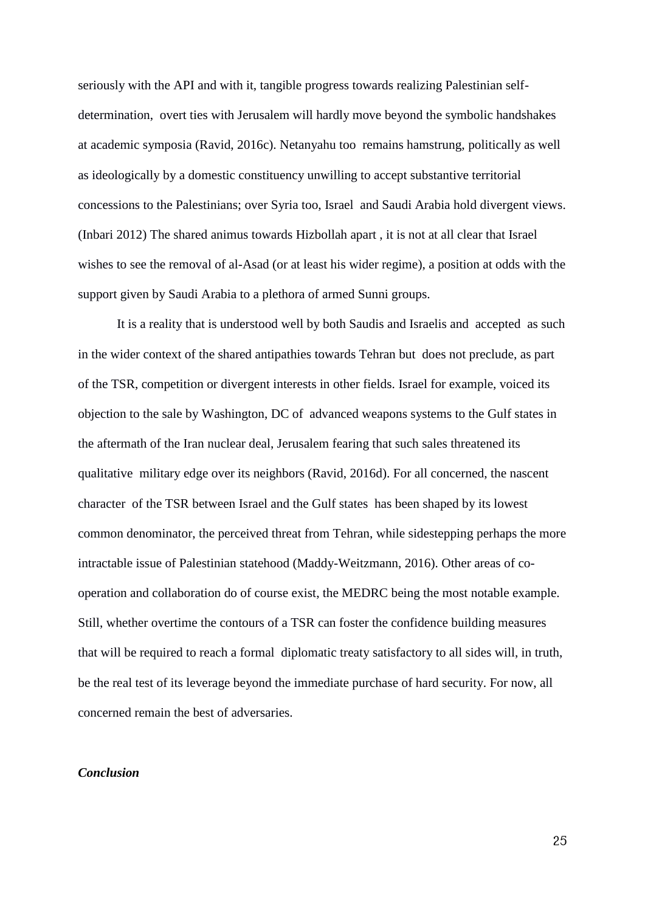seriously with the API and with it, tangible progress towards realizing Palestinian self-determination, overt ties with Jerusalem will hardly move beyond the symbolic handshakes at academic symposia (Ravid, 2016c). Netanyahu too remains hamstrung, politically as well as ideologically by a domestic constituency unwilling to accept substantive territorial concessions to the Palestinians; over Syria too, Israel and Saudi Arabia hold divergent views. (Inbari 2012) The shared animus towards Hizbollah apart , it is not at all clear that Israel wishes to see the removal of al-Asad (or at least his wider regime), a position at odds with the support given by Saudi Arabia to a plethora of armed Sunni groups.

It is a reality that is understood well by both Saudis and Israelis and accepted as such in the wider context of the shared antipathies towards Tehran but does not preclude, as part of the TSR, competition or divergent interests in other fields. Israel for example, voiced its objection to the sale by Washington, DC of advanced weapons systems to the Gulf states in the aftermath of the Iran nuclear deal, Jerusalem fearing that such sales threatened its qualitative military edge over its neighbors (Ravid, 2016d). For all concerned, the nascent character of the TSR between Israel and the Gulf states has been shaped by its lowest common denominator, the perceived threat from Tehran, while sidestepping perhaps the more intractable issue of Palestinian statehood (Maddy-Weitzmann, 2016). Other areas of co-operation and collaboration do of course exist, the MEDRC being the most notable example. Still, whether overtime the contours of a TSR can foster the confidence building measures that will be required to reach a formal diplomatic treaty satisfactory to all sides will, in truth, be the real test of its leverage beyond the immediate purchase of hard security. For now, all concerned remain the best of adversaries.

***Conclusion***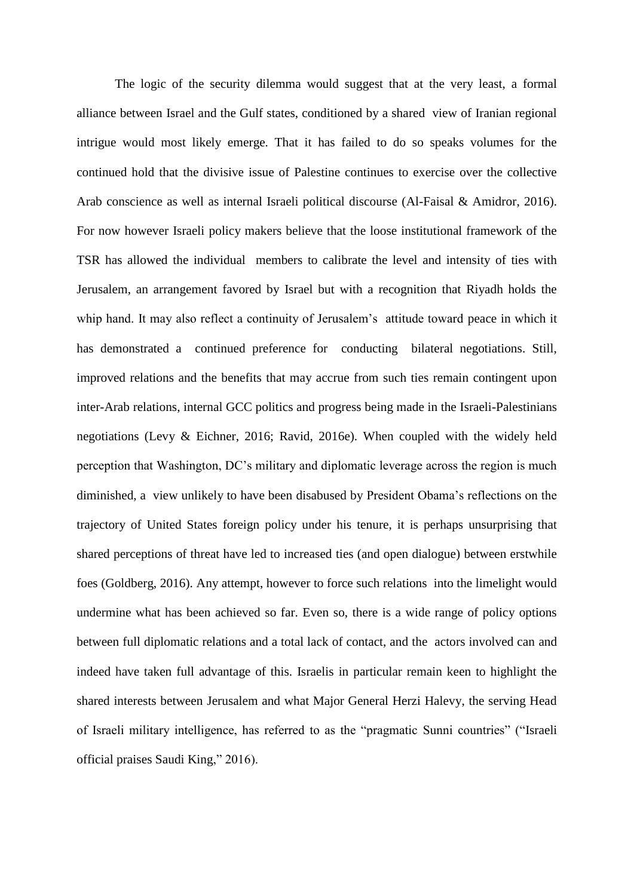The logic of the security dilemma would suggest that at the very least, a formal alliance between Israel and the Gulf states, conditioned by a shared view of Iranian regional intrigue would most likely emerge. That it has failed to do so speaks volumes for the continued hold that the divisive issue of Palestine continues to exercise over the collective Arab conscience as well as internal Israeli political discourse (Al-Faisal & Amidror, 2016). For now however Israeli policy makers believe that the loose institutional framework of the TSR has allowed the individual members to calibrate the level and intensity of ties with Jerusalem, an arrangement favored by Israel but with a recognition that Riyadh holds the whip hand. It may also reflect a continuity of Jerusalem's attitude toward peace in which it has demonstrated a continued preference for conducting bilateral negotiations. Still, improved relations and the benefits that may accrue from such ties remain contingent upon inter-Arab relations, internal GCC politics and progress being made in the Israeli-Palestinians negotiations (Levy & Eichner, 2016; Ravid, 2016e). When coupled with the widely held perception that Washington, DC's military and diplomatic leverage across the region is much diminished, a view unlikely to have been disabused by President Obama's reflections on the trajectory of United States foreign policy under his tenure, it is perhaps unsurprising that shared perceptions of threat have led to increased ties (and open dialogue) between erstwhile foes (Goldberg, 2016). Any attempt, however to force such relations into the limelight would undermine what has been achieved so far. Even so, there is a wide range of policy options between full diplomatic relations and a total lack of contact, and the actors involved can and indeed have taken full advantage of this. Israelis in particular remain keen to highlight the shared interests between Jerusalem and what Major General Herzi Halevy, the serving Head of Israeli military intelligence, has referred to as the "pragmatic Sunni countries" ("Israeli official praises Saudi King," 2016).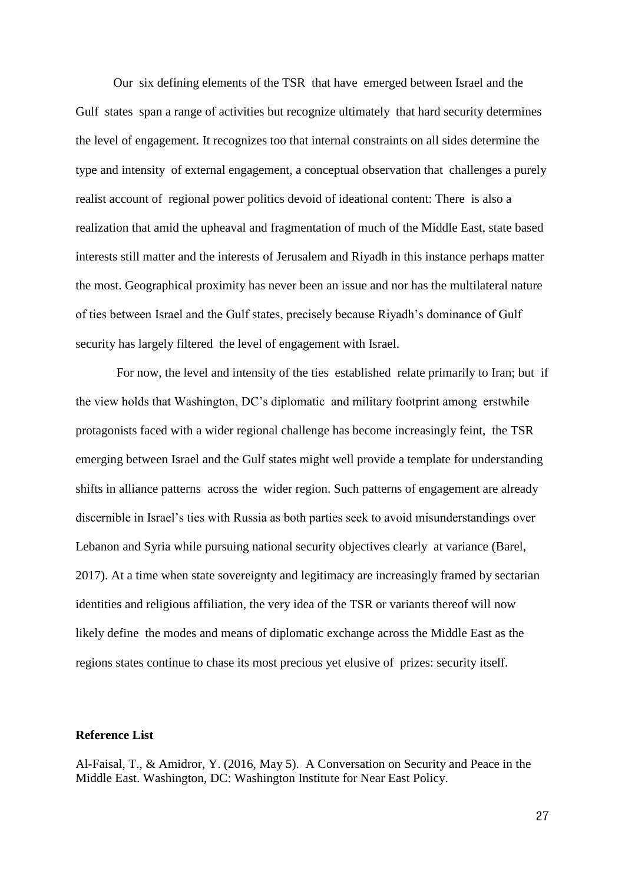Our six defining elements of the TSR that have emerged between Israel and the Gulf states span a range of activities but recognize ultimately that hard security determines the level of engagement. It recognizes too that internal constraints on all sides determine the type and intensity of external engagement, a conceptual observation that challenges a purely realist account of regional power politics devoid of ideational content: There is also a realization that amid the upheaval and fragmentation of much of the Middle East, state based interests still matter and the interests of Jerusalem and Riyadh in this instance perhaps matter the most. Geographical proximity has never been an issue and nor has the multilateral nature of ties between Israel and the Gulf states, precisely because Riyadh's dominance of Gulf security has largely filtered the level of engagement with Israel.

For now, the level and intensity of the ties established relate primarily to Iran; but if the view holds that Washington, DC's diplomatic and military footprint among erstwhile protagonists faced with a wider regional challenge has become increasingly feint, the TSR emerging between Israel and the Gulf states might well provide a template for understanding shifts in alliance patterns across the wider region. Such patterns of engagement are already discernible in Israel's ties with Russia as both parties seek to avoid misunderstandings over Lebanon and Syria while pursuing national security objectives clearly at variance (Barel, 2017). At a time when state sovereignty and legitimacy are increasingly framed by sectarian identities and religious affiliation, the very idea of the TSR or variants thereof will now likely define the modes and means of diplomatic exchange across the Middle East as the regions states continue to chase its most precious yet elusive of prizes: security itself.

**Reference List**

Al-Faisal, T., & Amidror, Y. (2016, May 5). A Conversation on Security and Peace in the Middle East. Washington, DC: Washington Institute for Near East Policy.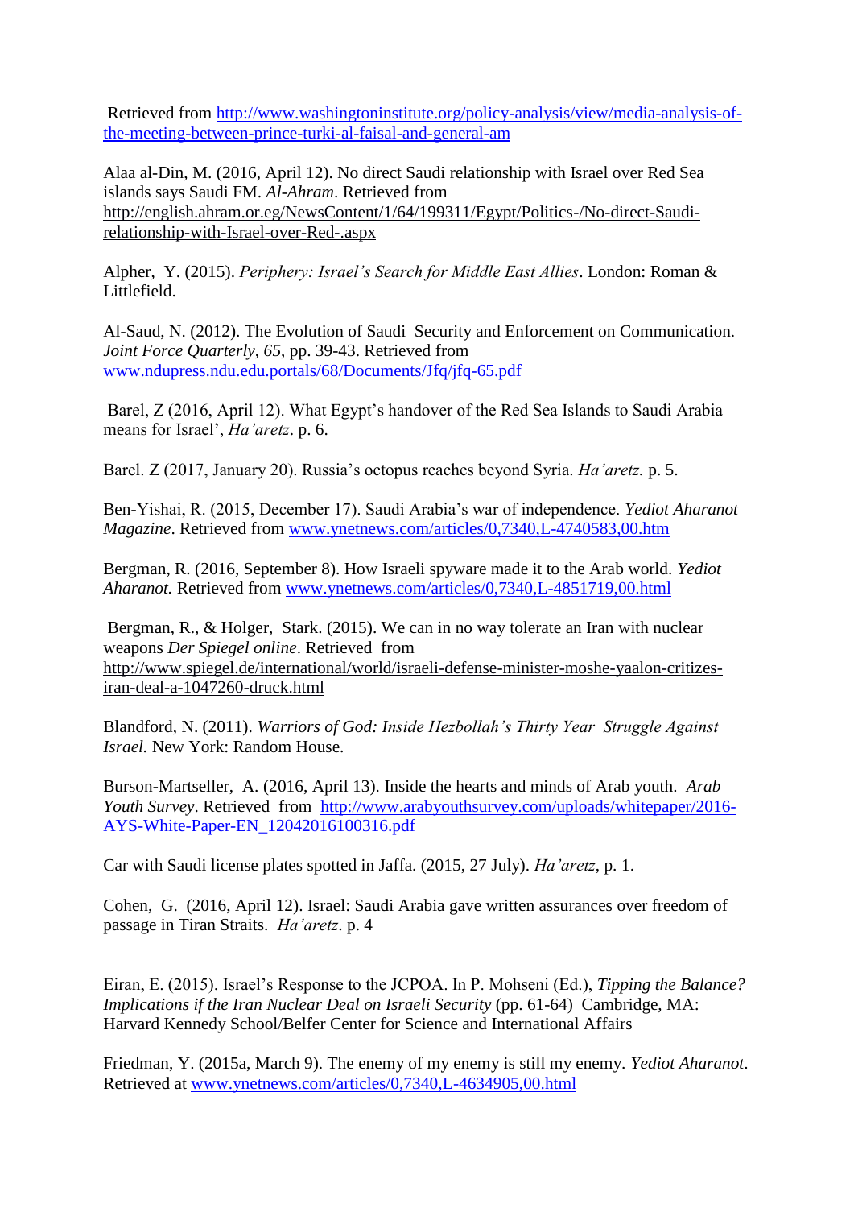Retrieved from http://www.washingtoninstitute.org/policy-analysis/view/media-analysis-of-the-meeting-between-prince-turki-al-faisal-and-general-am

Alaa al-Din, M. (2016, April 12). No direct Saudi relationship with Israel over Red Sea islands says Saudi FM. *Al-Ahram*. Retrieved from http://english.ahram.or.eg/NewsContent/1/64/199311/Egypt/Politics-/No-direct-Saudi-relationship-with-Israel-over-Red-.aspx

Alpher, Y. (2015). *Periphery: Israel's Search for Middle East Allies*. London: Roman & Littlefield.

Al-Saud, N. (2012). The Evolution of Saudi Security and Enforcement on Communication. *Joint Force Quarterly, 65*, pp. 39-43. Retrieved from www.ndupress.ndu.edu.portals/68/Documents/Jfq/jfq-65.pdf

Barel, Z (2016, April 12). What Egypt's handover of the Red Sea Islands to Saudi Arabia means for Israel', *Ha'aretz*. p. 6.

Barel. Z (2017, January 20). Russia's octopus reaches beyond Syria. *Ha'aretz.* p. 5.

Ben-Yishai, R. (2015, December 17). Saudi Arabia's war of independence. *Yediot Aharanot Magazine*. Retrieved from www.ynetnews.com/articles/0,7340,L-4740583,00.htm

Bergman, R. (2016, September 8). How Israeli spyware made it to the Arab world. *Yediot Aharanot.* Retrieved from www.ynetnews.com/articles/0,7340,L-4851719,00.html

Bergman, R., & Holger, Stark. (2015). We can in no way tolerate an Iran with nuclear weapons *Der Spiegel online*. Retrieved from http://www.spiegel.de/international/world/israeli-defense-minister-moshe-yaalon-critizes-iran-deal-a-1047260-druck.html

Blandford, N. (2011). *Warriors of God: Inside Hezbollah's Thirty Year Struggle Against Israel.* New York: Random House.

Burson-Martseller, A. (2016, April 13). Inside the hearts and minds of Arab youth. *Arab Youth Survey*. Retrieved from http://www.arabyouthsurvey.com/uploads/whitepaper/2016-AYS-White-Paper-EN_12042016100316.pdf

Car with Saudi license plates spotted in Jaffa. (2015, 27 July). *Ha'aretz*, p. 1.

Cohen, G. (2016, April 12). Israel: Saudi Arabia gave written assurances over freedom of passage in Tiran Straits. *Ha'aretz*. p. 4

Eiran, E. (2015). Israel's Response to the JCPOA. In P. Mohseni (Ed.), *Tipping the Balance? Implications if the Iran Nuclear Deal on Israeli Security* (pp. 61-64) Cambridge, MA: Harvard Kennedy School/Belfer Center for Science and International Affairs

Friedman, Y. (2015a, March 9). The enemy of my enemy is still my enemy. *Yediot Aharanot*. Retrieved at www.ynetnews.com/articles/0,7340,L-4634905,00.html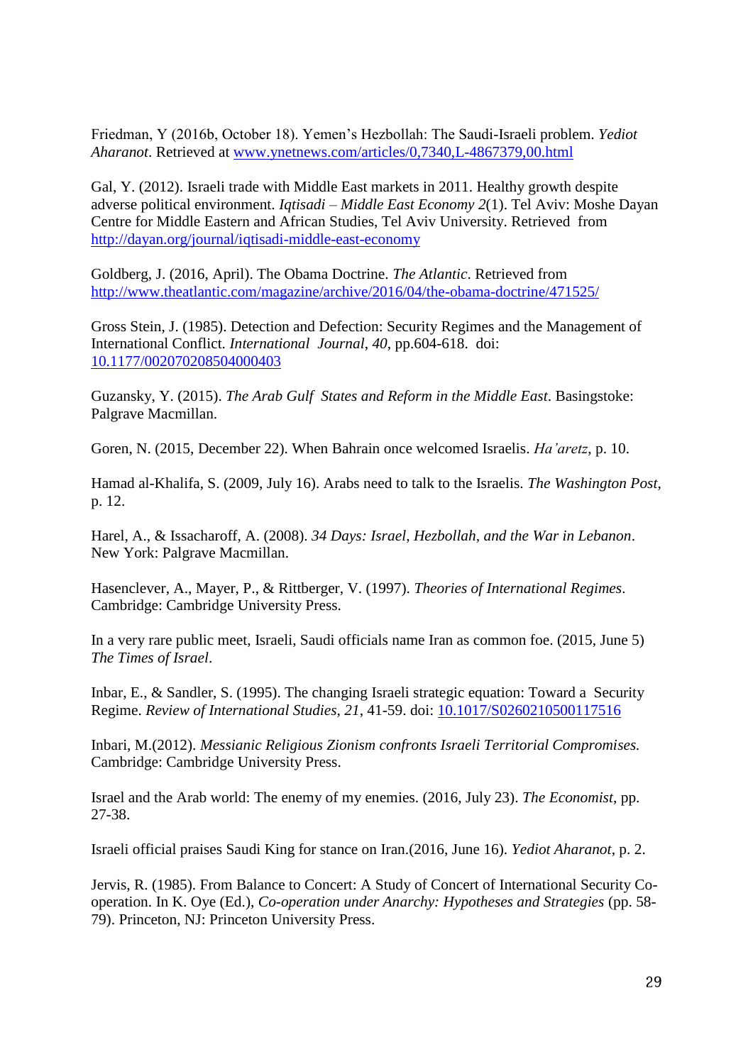Friedman, Y (2016b, October 18). Yemen's Hezbollah: The Saudi-Israeli problem. *Yediot Aharanot*. Retrieved at www.ynetnews.com/articles/0,7340,L-4867379,00.html

Gal, Y. (2012). Israeli trade with Middle East markets in 2011. Healthy growth despite adverse political environment. *Iqtisadi – Middle East Economy 2*(1). Tel Aviv: Moshe Dayan Centre for Middle Eastern and African Studies, Tel Aviv University. Retrieved from http://dayan.org/journal/iqtisadi-middle-east-economy

Goldberg, J. (2016, April). The Obama Doctrine. *The Atlantic*. Retrieved from http://www.theatlantic.com/magazine/archive/2016/04/the-obama-doctrine/471525/

Gross Stein, J. (1985). Detection and Defection: Security Regimes and the Management of International Conflict. *International Journal*, *40*, pp.604-618. doi: 10.1177/002070208504000403

Guzansky, Y. (2015). *The Arab Gulf States and Reform in the Middle East*. Basingstoke: Palgrave Macmillan.

Goren, N. (2015, December 22). When Bahrain once welcomed Israelis. *Ha'aretz*, p. 10.

Hamad al-Khalifa, S. (2009, July 16). Arabs need to talk to the Israelis. *The Washington Post*, p. 12.

Harel, A., & Issacharoff, A. (2008). *34 Days: Israel, Hezbollah, and the War in Lebanon*. New York: Palgrave Macmillan.

Hasenclever, A., Mayer, P., & Rittberger, V. (1997). *Theories of International Regimes*. Cambridge: Cambridge University Press.

In a very rare public meet, Israeli, Saudi officials name Iran as common foe. (2015, June 5) *The Times of Israel*.

Inbar, E., & Sandler, S. (1995). The changing Israeli strategic equation: Toward a Security Regime. *Review of International Studies, 21*, 41-59. doi: 10.1017/S0260210500117516

Inbari, M.(2012). *Messianic Religious Zionism confronts Israeli Territorial Compromises.* Cambridge: Cambridge University Press.

Israel and the Arab world: The enemy of my enemies. (2016, July 23). *The Economist*, pp. 27-38.

Israeli official praises Saudi King for stance on Iran.(2016, June 16). *Yediot Aharanot*, p. 2.

Jervis, R. (1985). From Balance to Concert: A Study of Concert of International Security Co-operation. In K. Oye (Ed.), *Co-operation under Anarchy: Hypotheses and Strategies* (pp. 58-79). Princeton, NJ: Princeton University Press.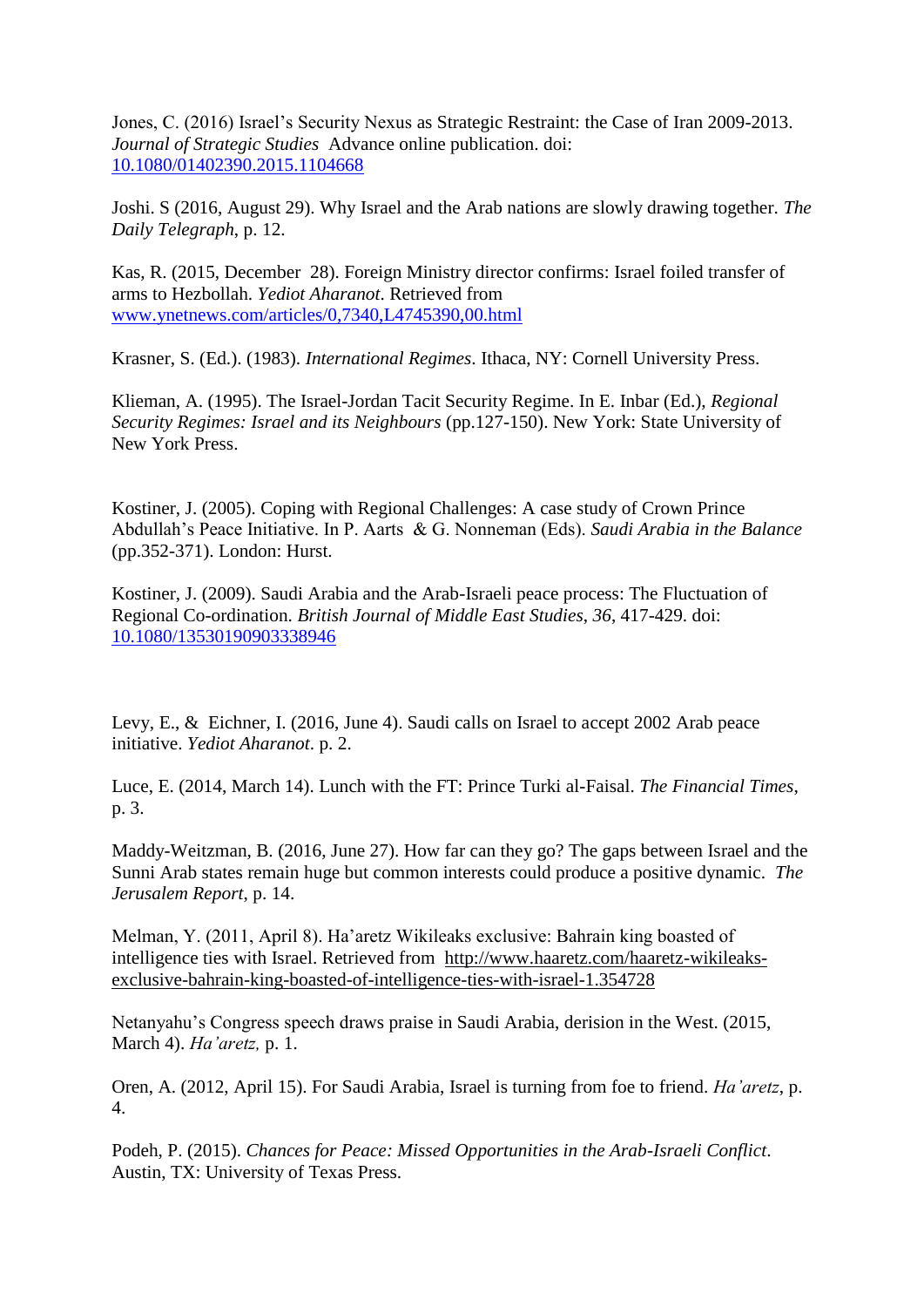Jones, C. (2016) Israel's Security Nexus as Strategic Restraint: the Case of Iran 2009-2013. *Journal of Strategic Studies* Advance online publication. doi: 10.1080/01402390.2015.1104668

Joshi. S (2016, August 29). Why Israel and the Arab nations are slowly drawing together. *The Daily Telegraph*, p. 12.

Kas, R. (2015, December 28). Foreign Ministry director confirms: Israel foiled transfer of arms to Hezbollah. *Yediot Aharanot*. Retrieved from www.ynetnews.com/articles/0,7340,L4745390,00.html

Krasner, S. (Ed.). (1983). *International Regimes*. Ithaca, NY: Cornell University Press.

Klieman, A. (1995). The Israel-Jordan Tacit Security Regime. In E. Inbar (Ed.), *Regional Security Regimes: Israel and its Neighbours* (pp.127-150). New York: State University of New York Press.

Kostiner, J. (2005). Coping with Regional Challenges: A case study of Crown Prince Abdullah's Peace Initiative. In P. Aarts & G. Nonneman (Eds). *Saudi Arabia in the Balance* (pp.352-371). London: Hurst.

Kostiner, J. (2009). Saudi Arabia and the Arab-Israeli peace process: The Fluctuation of Regional Co-ordination. *British Journal of Middle East Studies*, *36*, 417-429. doi: 10.1080/13530190903338946

Levy, E., & Eichner, I. (2016, June 4). Saudi calls on Israel to accept 2002 Arab peace initiative. *Yediot Aharanot*. p. 2.

Luce, E. (2014, March 14). Lunch with the FT: Prince Turki al-Faisal. *The Financial Times*, p. 3.

Maddy-Weitzman, B. (2016, June 27). How far can they go? The gaps between Israel and the Sunni Arab states remain huge but common interests could produce a positive dynamic. *The Jerusalem Report*, p. 14.

Melman, Y. (2011, April 8). Ha'aretz Wikileaks exclusive: Bahrain king boasted of intelligence ties with Israel. Retrieved from http://www.haaretz.com/haaretz-wikileaks-exclusive-bahrain-king-boasted-of-intelligence-ties-with-israel-1.354728

Netanyahu's Congress speech draws praise in Saudi Arabia, derision in the West. (2015, March 4). *Ha'aretz,* p. 1.

Oren, A. (2012, April 15). For Saudi Arabia, Israel is turning from foe to friend. *Ha'aretz*, p. 4.

Podeh, P. (2015). *Chances for Peace: Missed Opportunities in the Arab-Israeli Conflict*. Austin, TX: University of Texas Press.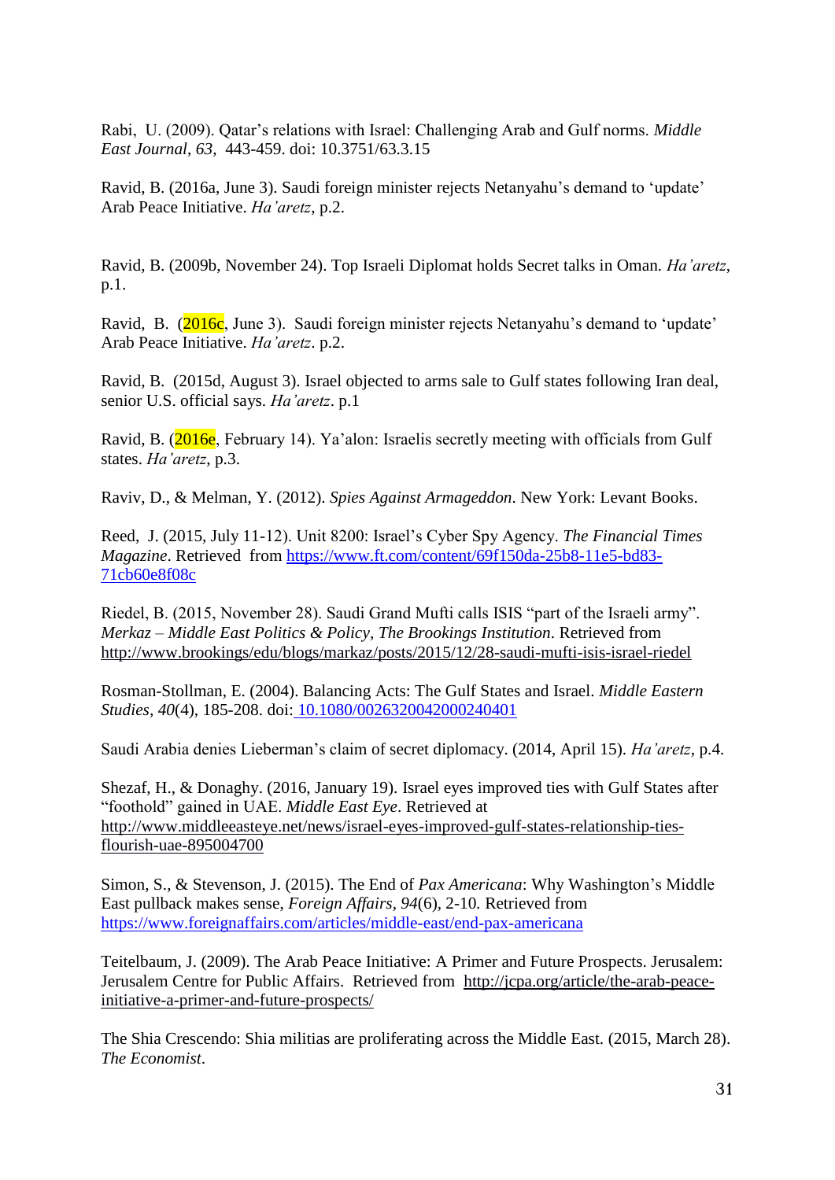Rabi, U. (2009). Qatar's relations with Israel: Challenging Arab and Gulf norms. *Middle East Journal*, *63*, 443-459. doi: 10.3751/63.3.15

Ravid, B. (2016a, June 3). Saudi foreign minister rejects Netanyahu's demand to 'update' Arab Peace Initiative. *Ha'aretz*, p.2.

Ravid, B. (2009b, November 24). Top Israeli Diplomat holds Secret talks in Oman. *Ha'aretz*, p.1.

Ravid, B. (2016c, June 3). Saudi foreign minister rejects Netanyahu's demand to 'update' Arab Peace Initiative. *Ha'aretz*. p.2.

Ravid, B. (2015d, August 3). Israel objected to arms sale to Gulf states following Iran deal, senior U.S. official says. *Ha'aretz*. p.1

Ravid, B. (2016e, February 14). Ya'alon: Israelis secretly meeting with officials from Gulf states. *Ha'aretz*, p.3.

Raviv, D., & Melman, Y. (2012). *Spies Against Armageddon*. New York: Levant Books.

Reed, J. (2015, July 11-12). Unit 8200: Israel's Cyber Spy Agency. *The Financial Times Magazine*. Retrieved from https://www.ft.com/content/69f150da-25b8-11e5-bd83-71cb60e8f08c

Riedel, B. (2015, November 28). Saudi Grand Mufti calls ISIS "part of the Israeli army". *Merkaz – Middle East Politics & Policy, The Brookings Institution*. Retrieved from http://www.brookings/edu/blogs/markaz/posts/2015/12/28-saudi-mufti-isis-israel-riedel

Rosman-Stollman, E. (2004). Balancing Acts: The Gulf States and Israel. *Middle Eastern Studies*, *40*(4), 185-208. doi: 10.1080/0026320042000240401

Saudi Arabia denies Lieberman's claim of secret diplomacy. (2014, April 15). *Ha'aretz*, p.4.

Shezaf, H., & Donaghy. (2016, January 19). Israel eyes improved ties with Gulf States after "foothold" gained in UAE. *Middle East Eye*. Retrieved at http://www.middleeasteye.net/news/israel-eyes-improved-gulf-states-relationship-ties-flourish-uae-895004700

Simon, S., & Stevenson, J. (2015). The End of *Pax Americana*: Why Washington's Middle East pullback makes sense, *Foreign Affairs*, *94*(6), 2-10. Retrieved from https://www.foreignaffairs.com/articles/middle-east/end-pax-americana

Teitelbaum, J. (2009). The Arab Peace Initiative: A Primer and Future Prospects. Jerusalem: Jerusalem Centre for Public Affairs. Retrieved from http://jcpa.org/article/the-arab-peace-initiative-a-primer-and-future-prospects/

The Shia Crescendo: Shia militias are proliferating across the Middle East. (2015, March 28). *The Economist*.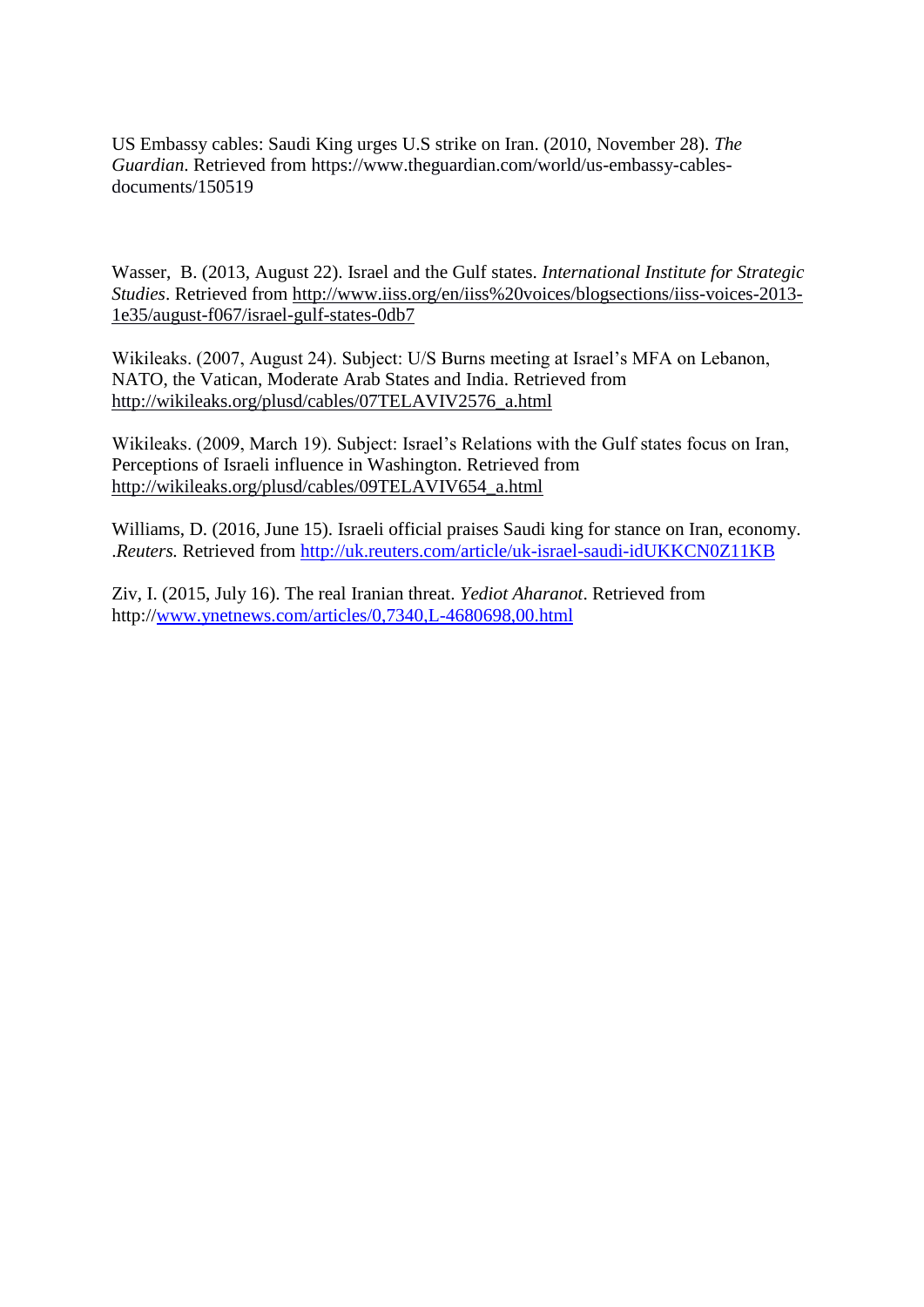US Embassy cables: Saudi King urges U.S strike on Iran. (2010, November 28). *The Guardian*. Retrieved from https://www.theguardian.com/world/us-embassy-cables-documents/150519

Wasser, B. (2013, August 22). Israel and the Gulf states. *International Institute for Strategic Studies*. Retrieved from http://www.iiss.org/en/iiss%20voices/blogsections/iiss-voices-2013-1e35/august-f067/israel-gulf-states-0db7

Wikileaks. (2007, August 24). Subject: U/S Burns meeting at Israel's MFA on Lebanon, NATO, the Vatican, Moderate Arab States and India. Retrieved from http://wikileaks.org/plusd/cables/07TELAVIV2576_a.html

Wikileaks. (2009, March 19). Subject: Israel's Relations with the Gulf states focus on Iran, Perceptions of Israeli influence in Washington. Retrieved from http://wikileaks.org/plusd/cables/09TELAVIV654_a.html

Williams, D. (2016, June 15). Israeli official praises Saudi king for stance on Iran, economy. .*Reuters.* Retrieved from http://uk.reuters.com/article/uk-israel-saudi-idUKKCN0Z11KB

Ziv, I. (2015, July 16). The real Iranian threat. *Yediot Aharanot*. Retrieved from http://www.ynetnews.com/articles/0,7340,L-4680698,00.html